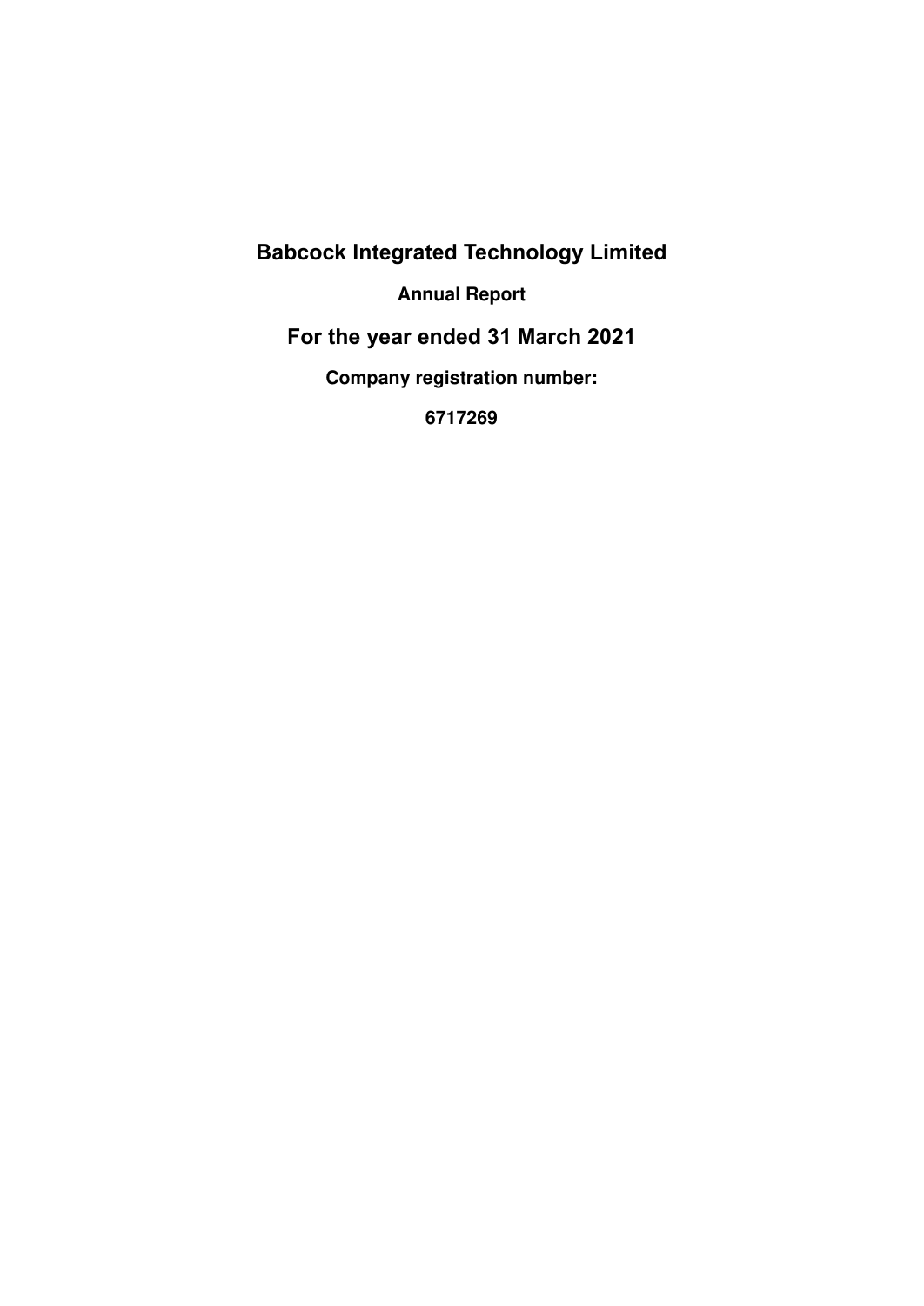# Babcock Integrated Technology Limited

**Annual Report**

## For the year ended 31 March 2021

**Company registration number:**

**6717269**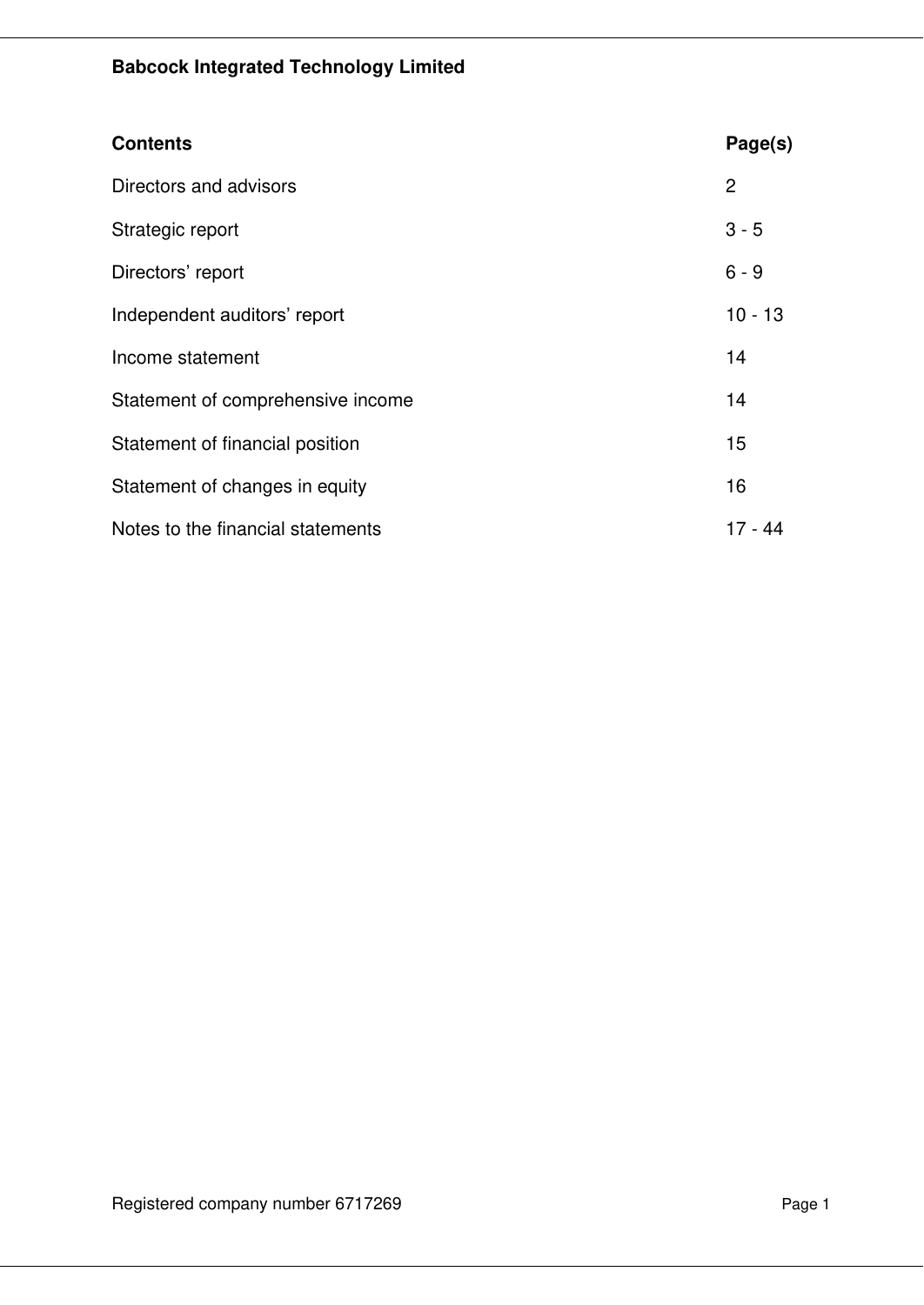**Babcock Integrated Technology Limited**

| Contents | Page(s) |
|---|---|
| Directors and advisors | 2 |
| Strategic report | 3 - 5 |
| Directors' report | 6 - 9 |
| Independent auditors' report | 10 - 13 |
| Income statement | 14 |
| Statement of comprehensive income | 14 |
| Statement of financial position | 15 |
| Statement of changes in equity | 16 |
| Notes to the financial statements | 17 - 44 |

Registered company number 6717269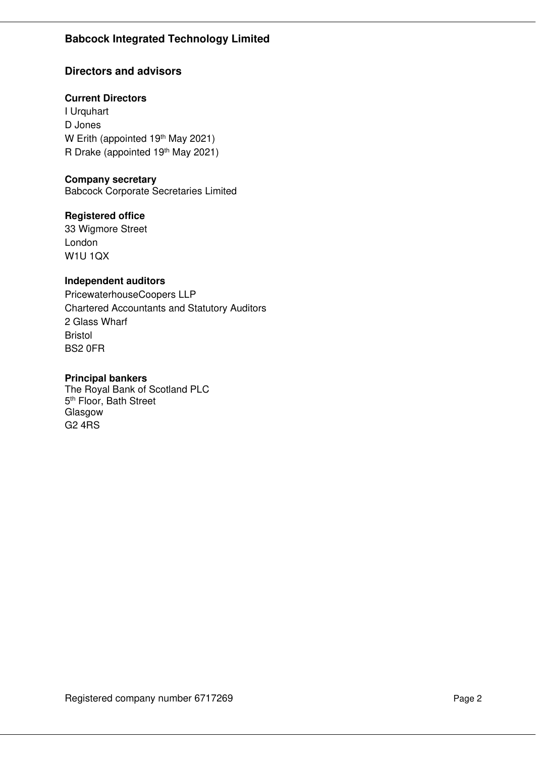# Babcock Integrated Technology Limited

## Directors and advisors

**Current Directors**

I Urquhart
D Jones
W Erith (appointed 19th May 2021)
R Drake (appointed 19th May 2021)

**Company secretary**

Babcock Corporate Secretaries Limited

**Registered office**

33 Wigmore Street
London
W1U 1QX

**Independent auditors**

PricewaterhouseCoopers LLP
Chartered Accountants and Statutory Auditors
2 Glass Wharf
Bristol
BS2 0FR

**Principal bankers**

The Royal Bank of Scotland PLC
5th Floor, Bath Street
Glasgow
G2 4RS

Registered company number 6717269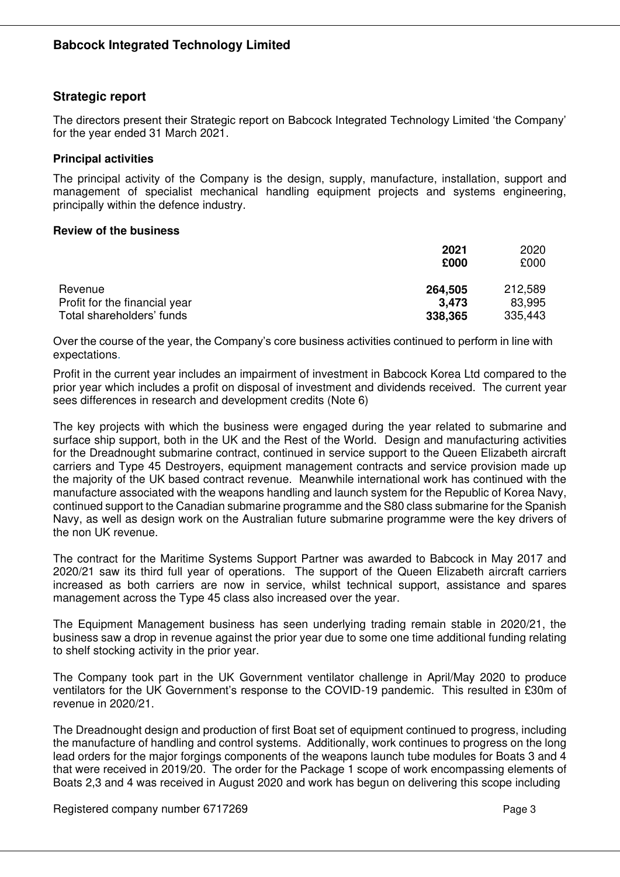## Strategic report

The directors present their Strategic report on Babcock Integrated Technology Limited 'the Company' for the year ended 31 March 2021.

### Principal activities

The principal activity of the Company is the design, supply, manufacture, installation, support and management of specialist mechanical handling equipment projects and systems engineering, principally within the defence industry.

### Review of the business

| | **2021** | 2020 |
|---|---|---|
| | **£000** | £000 |
| Revenue | **264,505** | 212,589 |
| Profit for the financial year | **3,473** | 83,995 |
| Total shareholders' funds | **338,365** | 335,443 |

Over the course of the year, the Company's core business activities continued to perform in line with expectations.

Profit in the current year includes an impairment of investment in Babcock Korea Ltd compared to the prior year which includes a profit on disposal of investment and dividends received. The current year sees differences in research and development credits (Note 6)

The key projects with which the business were engaged during the year related to submarine and surface ship support, both in the UK and the Rest of the World. Design and manufacturing activities for the Dreadnought submarine contract, continued in service support to the Queen Elizabeth aircraft carriers and Type 45 Destroyers, equipment management contracts and service provision made up the majority of the UK based contract revenue. Meanwhile international work has continued with the manufacture associated with the weapons handling and launch system for the Republic of Korea Navy, continued support to the Canadian submarine programme and the S80 class submarine for the Spanish Navy, as well as design work on the Australian future submarine programme were the key drivers of the non UK revenue.

The contract for the Maritime Systems Support Partner was awarded to Babcock in May 2017 and 2020/21 saw its third full year of operations. The support of the Queen Elizabeth aircraft carriers increased as both carriers are now in service, whilst technical support, assistance and spares management across the Type 45 class also increased over the year.

The Equipment Management business has seen underlying trading remain stable in 2020/21, the business saw a drop in revenue against the prior year due to some one time additional funding relating to shelf stocking activity in the prior year.

The Company took part in the UK Government ventilator challenge in April/May 2020 to produce ventilators for the UK Government's response to the COVID-19 pandemic. This resulted in £30m of revenue in 2020/21.

The Dreadnought design and production of first Boat set of equipment continued to progress, including the manufacture of handling and control systems. Additionally, work continues to progress on the long lead orders for the major forgings components of the weapons launch tube modules for Boats 3 and 4 that were received in 2019/20. The order for the Package 1 scope of work encompassing elements of Boats 2,3 and 4 was received in August 2020 and work has begun on delivering this scope including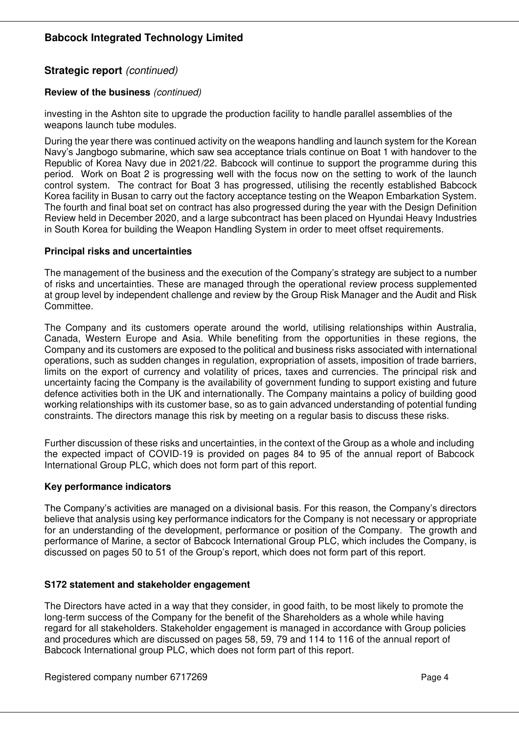## Strategic report *(continued)*

### Review of the business *(continued)*

investing in the Ashton site to upgrade the production facility to handle parallel assemblies of the weapons launch tube modules.

During the year there was continued activity on the weapons handling and launch system for the Korean Navy's Jangbogo submarine, which saw sea acceptance trials continue on Boat 1 with handover to the Republic of Korea Navy due in 2021/22. Babcock will continue to support the programme during this period. Work on Boat 2 is progressing well with the focus now on the setting to work of the launch control system. The contract for Boat 3 has progressed, utilising the recently established Babcock Korea facility in Busan to carry out the factory acceptance testing on the Weapon Embarkation System. The fourth and final boat set on contract has also progressed during the year with the Design Definition Review held in December 2020, and a large subcontract has been placed on Hyundai Heavy Industries in South Korea for building the Weapon Handling System in order to meet offset requirements.

### Principal risks and uncertainties

The management of the business and the execution of the Company's strategy are subject to a number of risks and uncertainties. These are managed through the operational review process supplemented at group level by independent challenge and review by the Group Risk Manager and the Audit and Risk Committee.

The Company and its customers operate around the world, utilising relationships within Australia, Canada, Western Europe and Asia. While benefiting from the opportunities in these regions, the Company and its customers are exposed to the political and business risks associated with international operations, such as sudden changes in regulation, expropriation of assets, imposition of trade barriers, limits on the export of currency and volatility of prices, taxes and currencies. The principal risk and uncertainty facing the Company is the availability of government funding to support existing and future defence activities both in the UK and internationally. The Company maintains a policy of building good working relationships with its customer base, so as to gain advanced understanding of potential funding constraints. The directors manage this risk by meeting on a regular basis to discuss these risks.

Further discussion of these risks and uncertainties, in the context of the Group as a whole and including the expected impact of COVID-19 is provided on pages 84 to 95 of the annual report of Babcock International Group PLC, which does not form part of this report.

### Key performance indicators

The Company's activities are managed on a divisional basis. For this reason, the Company's directors believe that analysis using key performance indicators for the Company is not necessary or appropriate for an understanding of the development, performance or position of the Company. The growth and performance of Marine, a sector of Babcock International Group PLC, which includes the Company, is discussed on pages 50 to 51 of the Group's report, which does not form part of this report.

### S172 statement and stakeholder engagement

The Directors have acted in a way that they consider, in good faith, to be most likely to promote the long-term success of the Company for the benefit of the Shareholders as a whole while having regard for all stakeholders. Stakeholder engagement is managed in accordance with Group policies and procedures which are discussed on pages 58, 59, 79 and 114 to 116 of the annual report of Babcock International group PLC, which does not form part of this report.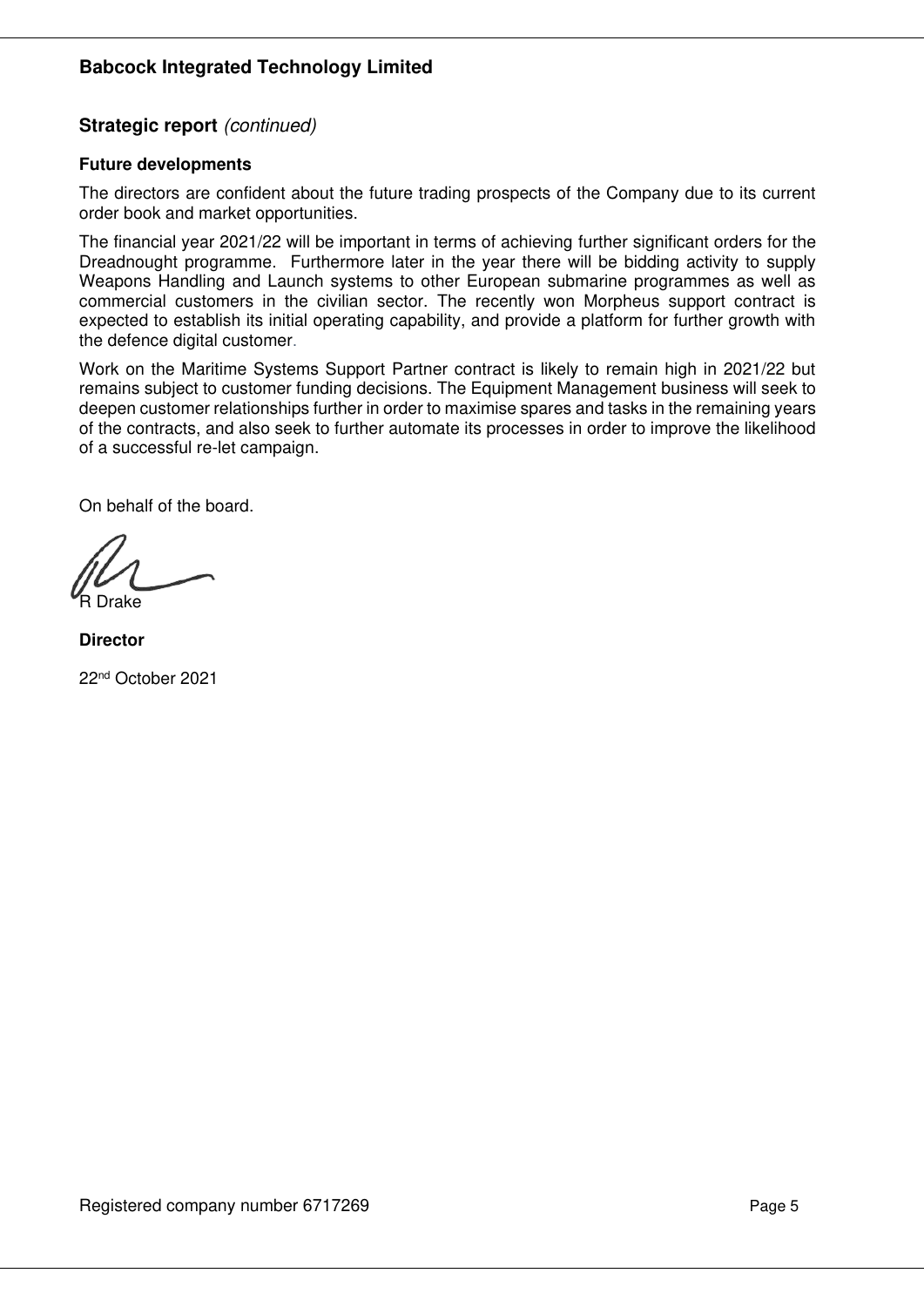## Strategic report *(continued)*

### Future developments

The directors are confident about the future trading prospects of the Company due to its current order book and market opportunities.

The financial year 2021/22 will be important in terms of achieving further significant orders for the Dreadnought programme. Furthermore later in the year there will be bidding activity to supply Weapons Handling and Launch systems to other European submarine programmes as well as commercial customers in the civilian sector. The recently won Morpheus support contract is expected to establish its initial operating capability, and provide a platform for further growth with the defence digital customer.

Work on the Maritime Systems Support Partner contract is likely to remain high in 2021/22 but remains subject to customer funding decisions. The Equipment Management business will seek to deepen customer relationships further in order to maximise spares and tasks in the remaining years of the contracts, and also seek to further automate its processes in order to improve the likelihood of a successful re-let campaign.

On behalf of the board.

R Drake

**Director**

22nd October 2021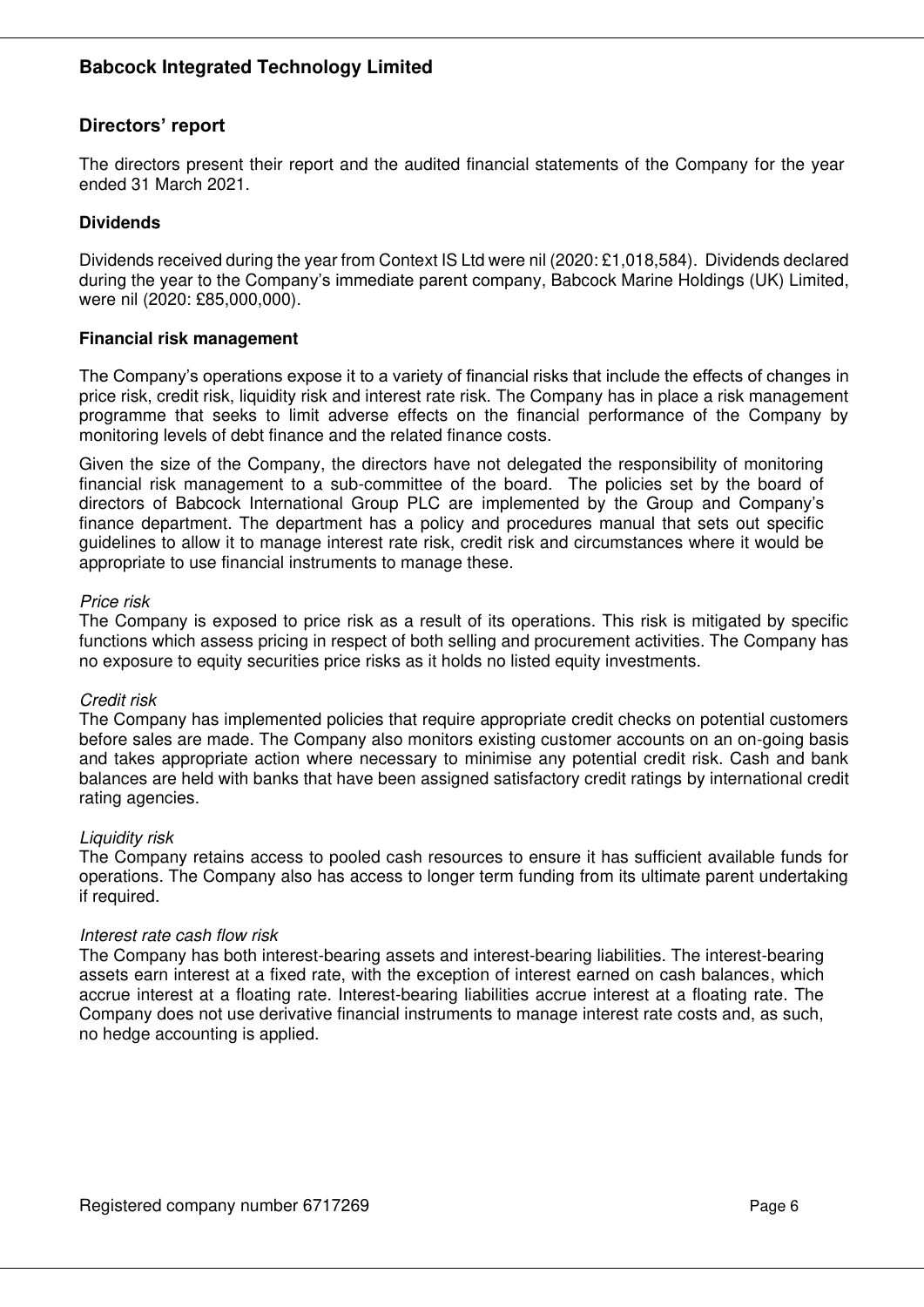## Directors' report

The directors present their report and the audited financial statements of the Company for the year ended 31 March 2021.

### Dividends

Dividends received during the year from Context IS Ltd were nil (2020: £1,018,584). Dividends declared during the year to the Company's immediate parent company, Babcock Marine Holdings (UK) Limited, were nil (2020: £85,000,000).

### Financial risk management

The Company's operations expose it to a variety of financial risks that include the effects of changes in price risk, credit risk, liquidity risk and interest rate risk. The Company has in place a risk management programme that seeks to limit adverse effects on the financial performance of the Company by monitoring levels of debt finance and the related finance costs.

Given the size of the Company, the directors have not delegated the responsibility of monitoring financial risk management to a sub-committee of the board. The policies set by the board of directors of Babcock International Group PLC are implemented by the Group and Company's finance department. The department has a policy and procedures manual that sets out specific guidelines to allow it to manage interest rate risk, credit risk and circumstances where it would be appropriate to use financial instruments to manage these.

*Price risk*
The Company is exposed to price risk as a result of its operations. This risk is mitigated by specific functions which assess pricing in respect of both selling and procurement activities. The Company has no exposure to equity securities price risks as it holds no listed equity investments.

*Credit risk*
The Company has implemented policies that require appropriate credit checks on potential customers before sales are made. The Company also monitors existing customer accounts on an on-going basis and takes appropriate action where necessary to minimise any potential credit risk. Cash and bank balances are held with banks that have been assigned satisfactory credit ratings by international credit rating agencies.

*Liquidity risk*
The Company retains access to pooled cash resources to ensure it has sufficient available funds for operations. The Company also has access to longer term funding from its ultimate parent undertaking if required.

*Interest rate cash flow risk*
The Company has both interest-bearing assets and interest-bearing liabilities. The interest-bearing assets earn interest at a fixed rate, with the exception of interest earned on cash balances, which accrue interest at a floating rate. Interest-bearing liabilities accrue interest at a floating rate. The Company does not use derivative financial instruments to manage interest rate costs and, as such, no hedge accounting is applied.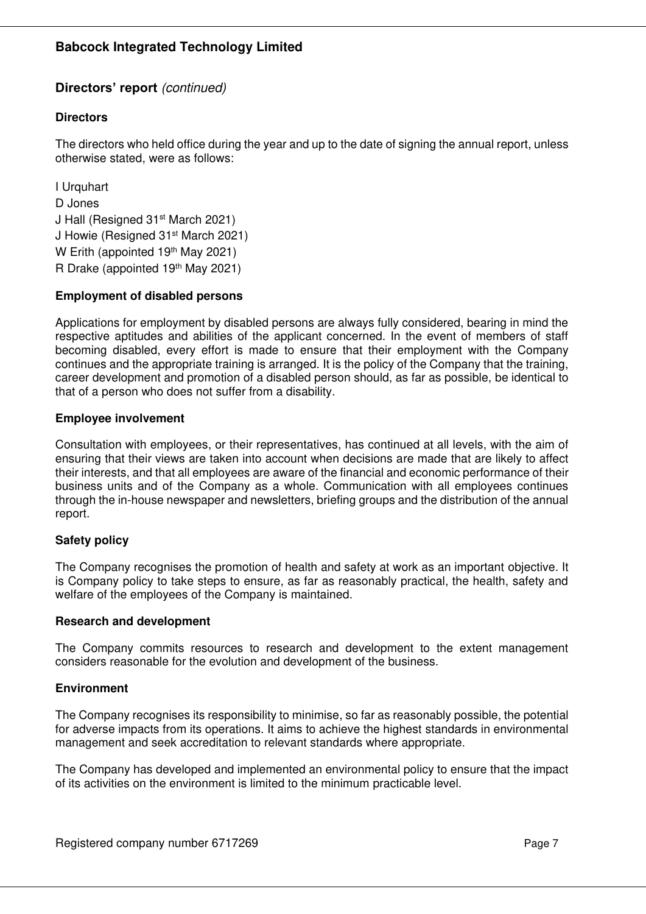## Directors' report *(continued)*

### Directors

The directors who held office during the year and up to the date of signing the annual report, unless otherwise stated, were as follows:

I Urquhart
D Jones
J Hall (Resigned 31st March 2021)
J Howie (Resigned 31st March 2021)
W Erith (appointed 19th May 2021)
R Drake (appointed 19th May 2021)

### Employment of disabled persons

Applications for employment by disabled persons are always fully considered, bearing in mind the respective aptitudes and abilities of the applicant concerned. In the event of members of staff becoming disabled, every effort is made to ensure that their employment with the Company continues and the appropriate training is arranged. It is the policy of the Company that the training, career development and promotion of a disabled person should, as far as possible, be identical to that of a person who does not suffer from a disability.

### Employee involvement

Consultation with employees, or their representatives, has continued at all levels, with the aim of ensuring that their views are taken into account when decisions are made that are likely to affect their interests, and that all employees are aware of the financial and economic performance of their business units and of the Company as a whole. Communication with all employees continues through the in-house newspaper and newsletters, briefing groups and the distribution of the annual report.

### Safety policy

The Company recognises the promotion of health and safety at work as an important objective. It is Company policy to take steps to ensure, as far as reasonably practical, the health, safety and welfare of the employees of the Company is maintained.

### Research and development

The Company commits resources to research and development to the extent management considers reasonable for the evolution and development of the business.

### Environment

The Company recognises its responsibility to minimise, so far as reasonably possible, the potential for adverse impacts from its operations. It aims to achieve the highest standards in environmental management and seek accreditation to relevant standards where appropriate.

The Company has developed and implemented an environmental policy to ensure that the impact of its activities on the environment is limited to the minimum practicable level.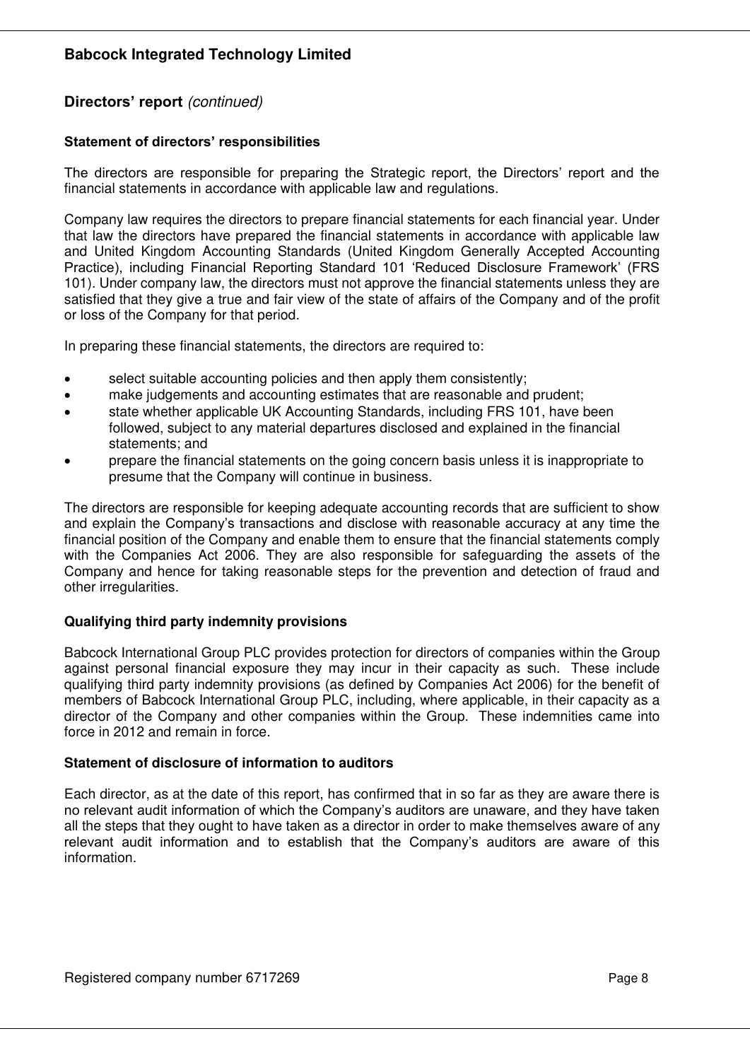## Directors' report *(continued)*

### Statement of directors' responsibilities

The directors are responsible for preparing the Strategic report, the Directors' report and the financial statements in accordance with applicable law and regulations.

Company law requires the directors to prepare financial statements for each financial year. Under that law the directors have prepared the financial statements in accordance with applicable law and United Kingdom Accounting Standards (United Kingdom Generally Accepted Accounting Practice), including Financial Reporting Standard 101 'Reduced Disclosure Framework' (FRS 101). Under company law, the directors must not approve the financial statements unless they are satisfied that they give a true and fair view of the state of affairs of the Company and of the profit or loss of the Company for that period.

In preparing these financial statements, the directors are required to:

- select suitable accounting policies and then apply them consistently;
- make judgements and accounting estimates that are reasonable and prudent;
- state whether applicable UK Accounting Standards, including FRS 101, have been followed, subject to any material departures disclosed and explained in the financial statements; and
- prepare the financial statements on the going concern basis unless it is inappropriate to presume that the Company will continue in business.

The directors are responsible for keeping adequate accounting records that are sufficient to show and explain the Company's transactions and disclose with reasonable accuracy at any time the financial position of the Company and enable them to ensure that the financial statements comply with the Companies Act 2006. They are also responsible for safeguarding the assets of the Company and hence for taking reasonable steps for the prevention and detection of fraud and other irregularities.

### Qualifying third party indemnity provisions

Babcock International Group PLC provides protection for directors of companies within the Group against personal financial exposure they may incur in their capacity as such. These include qualifying third party indemnity provisions (as defined by Companies Act 2006) for the benefit of members of Babcock International Group PLC, including, where applicable, in their capacity as a director of the Company and other companies within the Group. These indemnities came into force in 2012 and remain in force.

### Statement of disclosure of information to auditors

Each director, as at the date of this report, has confirmed that in so far as they are aware there is no relevant audit information of which the Company's auditors are unaware, and they have taken all the steps that they ought to have taken as a director in order to make themselves aware of any relevant audit information and to establish that the Company's auditors are aware of this information.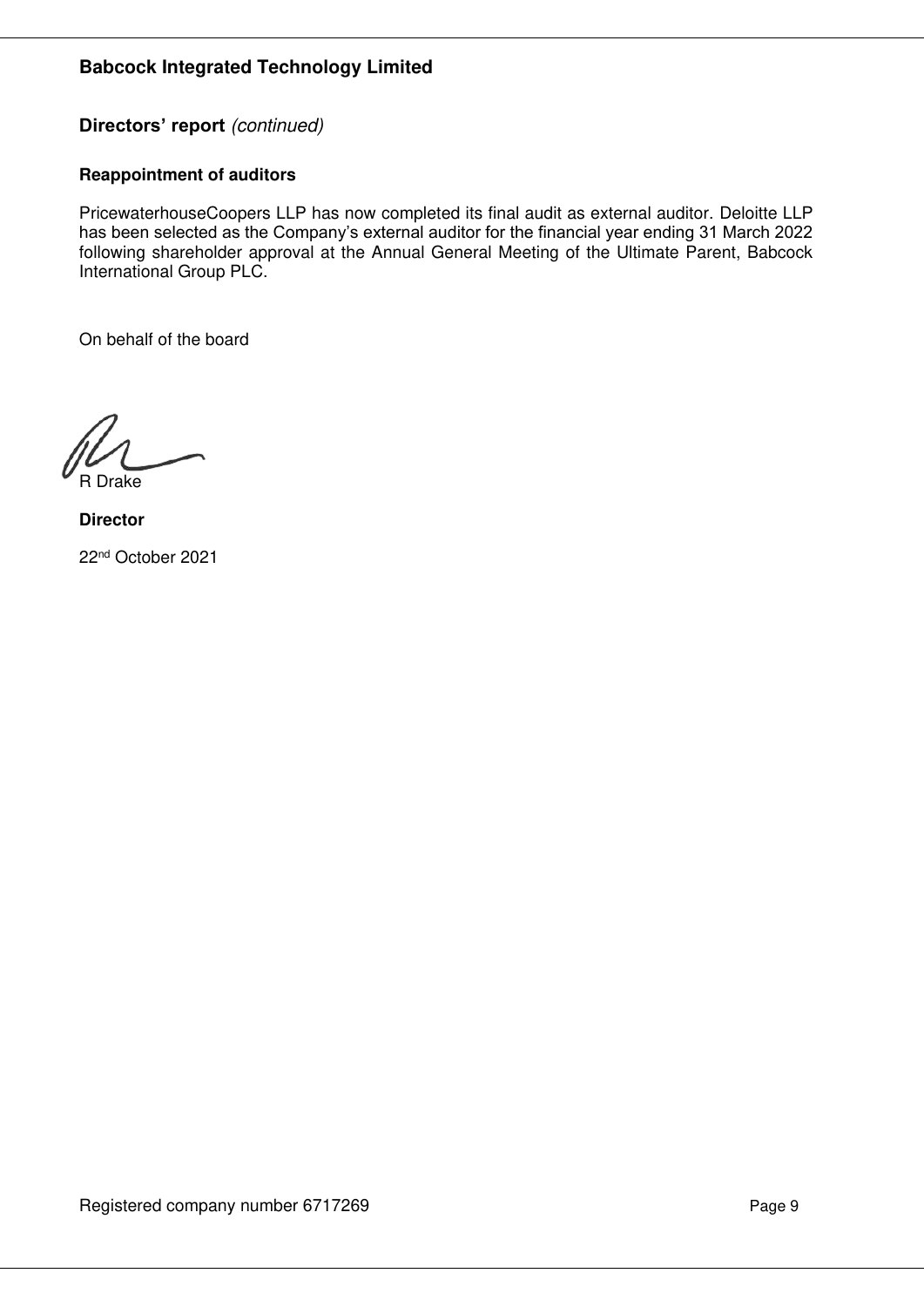## Directors' report *(continued)*

### Reappointment of auditors

PricewaterhouseCoopers LLP has now completed its final audit as external auditor. Deloitte LLP has been selected as the Company's external auditor for the financial year ending 31 March 2022 following shareholder approval at the Annual General Meeting of the Ultimate Parent, Babcock International Group PLC.

On behalf of the board

R Drake

**Director**

22nd October 2021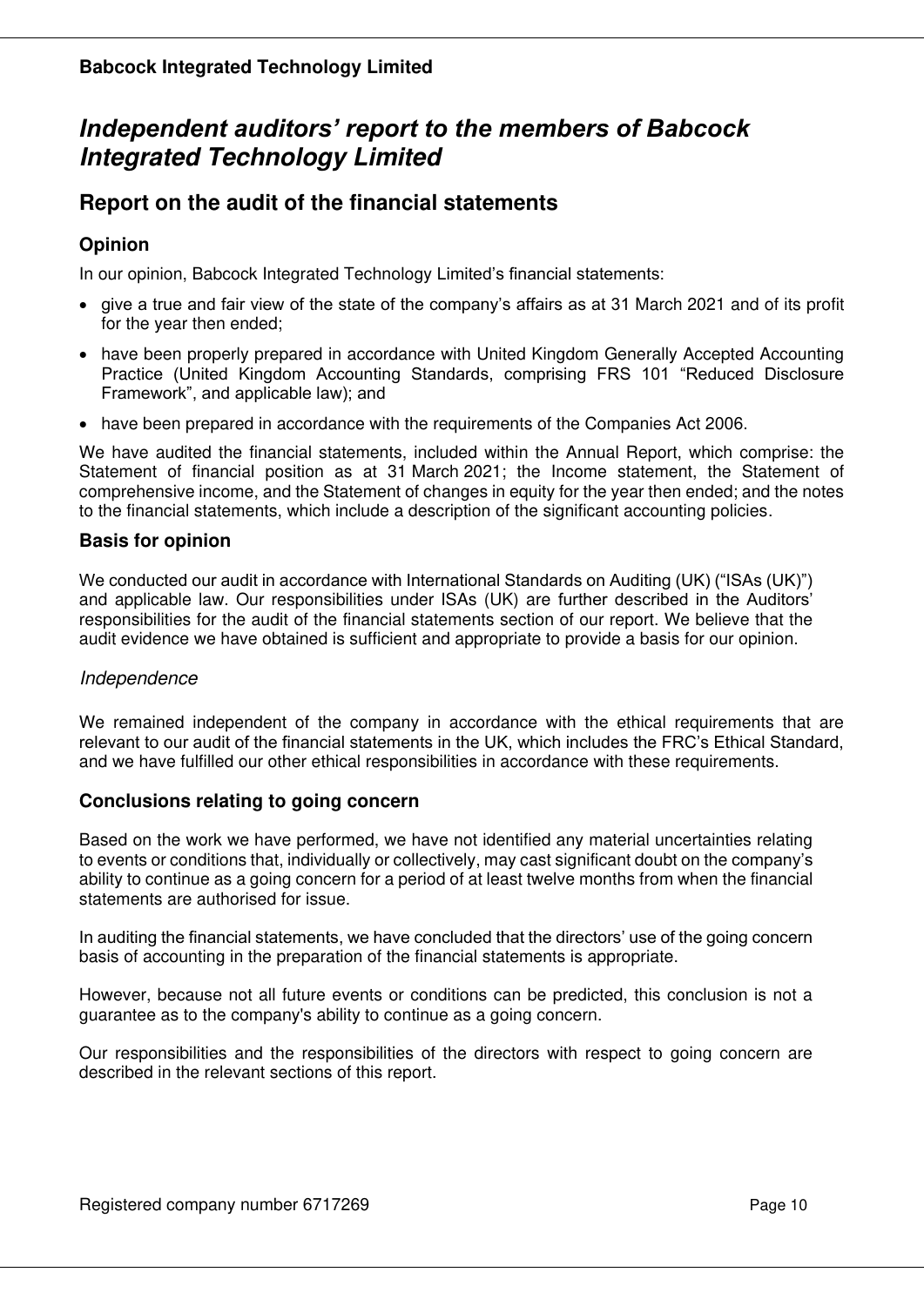# Independent auditors' report to the members of Babcock Integrated Technology Limited

## Report on the audit of the financial statements

### Opinion

In our opinion, Babcock Integrated Technology Limited's financial statements:

- give a true and fair view of the state of the company's affairs as at 31 March 2021 and of its profit for the year then ended;
- have been properly prepared in accordance with United Kingdom Generally Accepted Accounting Practice (United Kingdom Accounting Standards, comprising FRS 101 "Reduced Disclosure Framework", and applicable law); and
- have been prepared in accordance with the requirements of the Companies Act 2006.

We have audited the financial statements, included within the Annual Report, which comprise: the Statement of financial position as at 31 March 2021; the Income statement, the Statement of comprehensive income, and the Statement of changes in equity for the year then ended; and the notes to the financial statements, which include a description of the significant accounting policies.

### Basis for opinion

We conducted our audit in accordance with International Standards on Auditing (UK) ("ISAs (UK)") and applicable law. Our responsibilities under ISAs (UK) are further described in the Auditors' responsibilities for the audit of the financial statements section of our report. We believe that the audit evidence we have obtained is sufficient and appropriate to provide a basis for our opinion.

*Independence*

We remained independent of the company in accordance with the ethical requirements that are relevant to our audit of the financial statements in the UK, which includes the FRC's Ethical Standard, and we have fulfilled our other ethical responsibilities in accordance with these requirements.

### Conclusions relating to going concern

Based on the work we have performed, we have not identified any material uncertainties relating to events or conditions that, individually or collectively, may cast significant doubt on the company's ability to continue as a going concern for a period of at least twelve months from when the financial statements are authorised for issue.

In auditing the financial statements, we have concluded that the directors' use of the going concern basis of accounting in the preparation of the financial statements is appropriate.

However, because not all future events or conditions can be predicted, this conclusion is not a guarantee as to the company's ability to continue as a going concern.

Our responsibilities and the responsibilities of the directors with respect to going concern are described in the relevant sections of this report.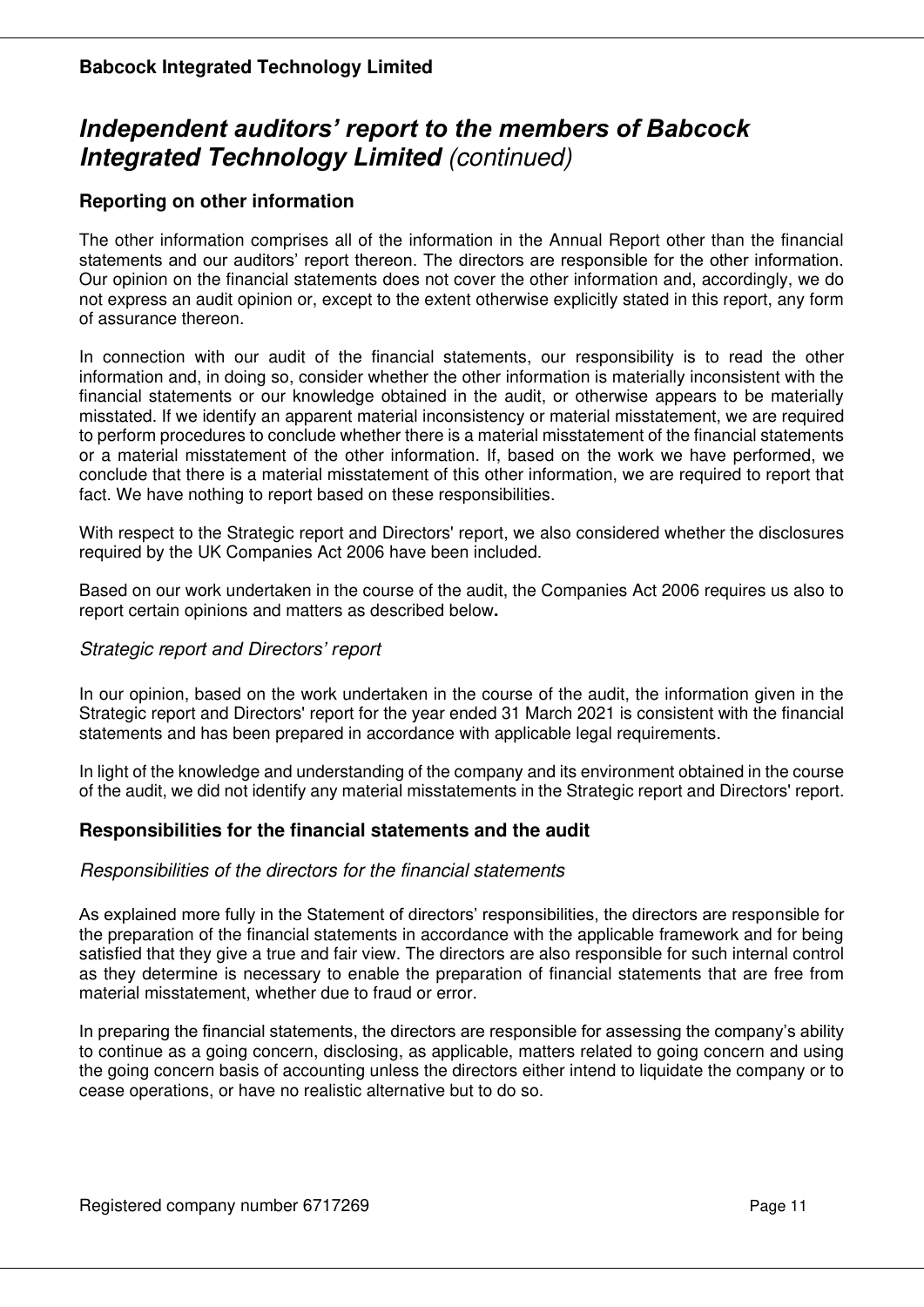## *Independent auditors' report to the members of Babcock Integrated Technology Limited (continued)*

### Reporting on other information

The other information comprises all of the information in the Annual Report other than the financial statements and our auditors' report thereon. The directors are responsible for the other information. Our opinion on the financial statements does not cover the other information and, accordingly, we do not express an audit opinion or, except to the extent otherwise explicitly stated in this report, any form of assurance thereon.

In connection with our audit of the financial statements, our responsibility is to read the other information and, in doing so, consider whether the other information is materially inconsistent with the financial statements or our knowledge obtained in the audit, or otherwise appears to be materially misstated. If we identify an apparent material inconsistency or material misstatement, we are required to perform procedures to conclude whether there is a material misstatement of the financial statements or a material misstatement of the other information. If, based on the work we have performed, we conclude that there is a material misstatement of this other information, we are required to report that fact. We have nothing to report based on these responsibilities.

With respect to the Strategic report and Directors' report, we also considered whether the disclosures required by the UK Companies Act 2006 have been included.

Based on our work undertaken in the course of the audit, the Companies Act 2006 requires us also to report certain opinions and matters as described below**.**

*Strategic report and Directors' report*

In our opinion, based on the work undertaken in the course of the audit, the information given in the Strategic report and Directors' report for the year ended 31 March 2021 is consistent with the financial statements and has been prepared in accordance with applicable legal requirements.

In light of the knowledge and understanding of the company and its environment obtained in the course of the audit, we did not identify any material misstatements in the Strategic report and Directors' report.

### Responsibilities for the financial statements and the audit

*Responsibilities of the directors for the financial statements*

As explained more fully in the Statement of directors' responsibilities, the directors are responsible for the preparation of the financial statements in accordance with the applicable framework and for being satisfied that they give a true and fair view. The directors are also responsible for such internal control as they determine is necessary to enable the preparation of financial statements that are free from material misstatement, whether due to fraud or error.

In preparing the financial statements, the directors are responsible for assessing the company's ability to continue as a going concern, disclosing, as applicable, matters related to going concern and using the going concern basis of accounting unless the directors either intend to liquidate the company or to cease operations, or have no realistic alternative but to do so.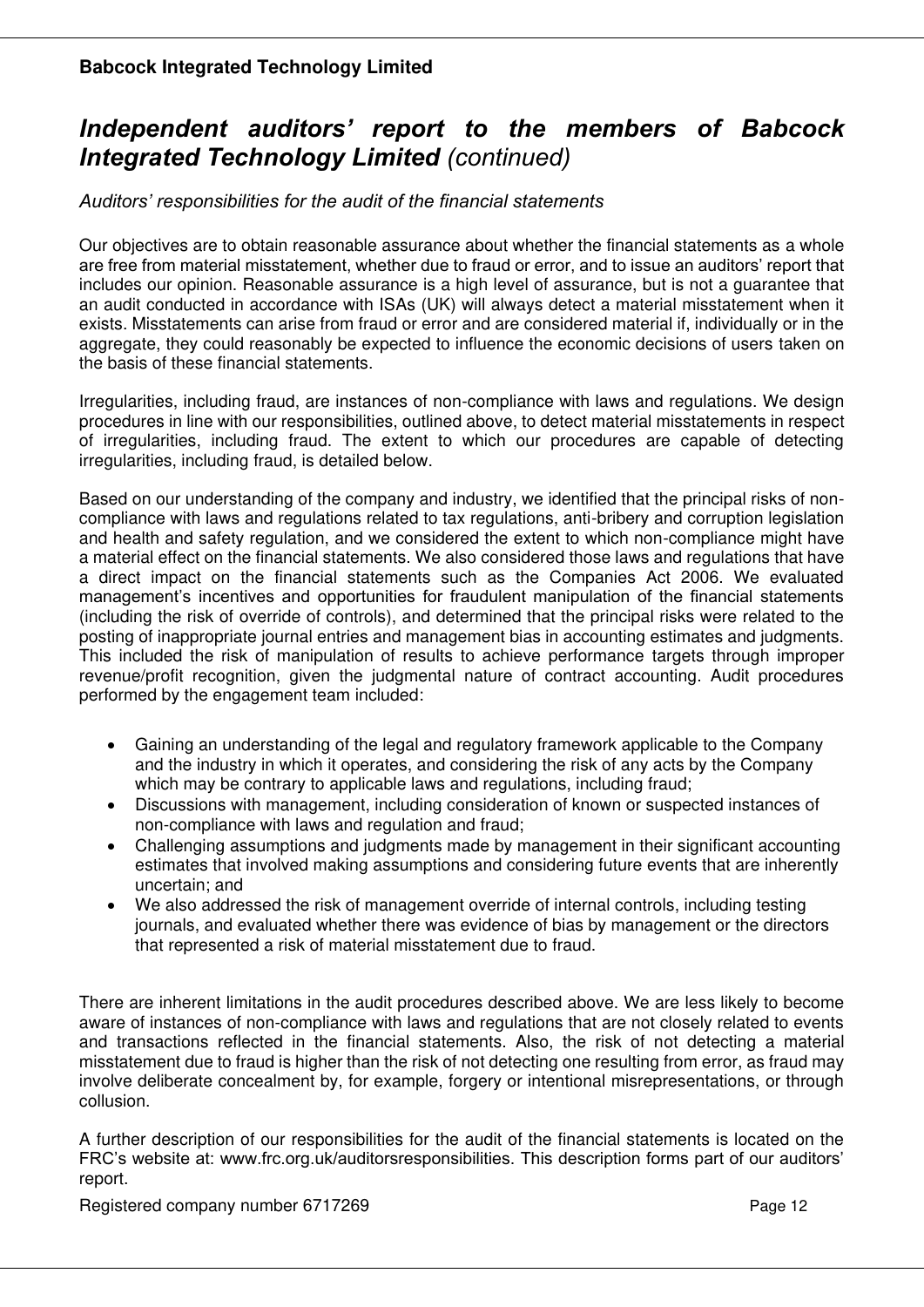## *Independent auditors' report to the members of Babcock Integrated Technology Limited* (continued)

*Auditors' responsibilities for the audit of the financial statements*

Our objectives are to obtain reasonable assurance about whether the financial statements as a whole are free from material misstatement, whether due to fraud or error, and to issue an auditors' report that includes our opinion. Reasonable assurance is a high level of assurance, but is not a guarantee that an audit conducted in accordance with ISAs (UK) will always detect a material misstatement when it exists. Misstatements can arise from fraud or error and are considered material if, individually or in the aggregate, they could reasonably be expected to influence the economic decisions of users taken on the basis of these financial statements.

Irregularities, including fraud, are instances of non-compliance with laws and regulations. We design procedures in line with our responsibilities, outlined above, to detect material misstatements in respect of irregularities, including fraud. The extent to which our procedures are capable of detecting irregularities, including fraud, is detailed below.

Based on our understanding of the company and industry, we identified that the principal risks of non-compliance with laws and regulations related to tax regulations, anti-bribery and corruption legislation and health and safety regulation, and we considered the extent to which non-compliance might have a material effect on the financial statements. We also considered those laws and regulations that have a direct impact on the financial statements such as the Companies Act 2006. We evaluated management's incentives and opportunities for fraudulent manipulation of the financial statements (including the risk of override of controls), and determined that the principal risks were related to the posting of inappropriate journal entries and management bias in accounting estimates and judgments. This included the risk of manipulation of results to achieve performance targets through improper revenue/profit recognition, given the judgmental nature of contract accounting. Audit procedures performed by the engagement team included:

- Gaining an understanding of the legal and regulatory framework applicable to the Company and the industry in which it operates, and considering the risk of any acts by the Company which may be contrary to applicable laws and regulations, including fraud;
- Discussions with management, including consideration of known or suspected instances of non-compliance with laws and regulation and fraud;
- Challenging assumptions and judgments made by management in their significant accounting estimates that involved making assumptions and considering future events that are inherently uncertain; and
- We also addressed the risk of management override of internal controls, including testing journals, and evaluated whether there was evidence of bias by management or the directors that represented a risk of material misstatement due to fraud.

There are inherent limitations in the audit procedures described above. We are less likely to become aware of instances of non-compliance with laws and regulations that are not closely related to events and transactions reflected in the financial statements. Also, the risk of not detecting a material misstatement due to fraud is higher than the risk of not detecting one resulting from error, as fraud may involve deliberate concealment by, for example, forgery or intentional misrepresentations, or through collusion.

A further description of our responsibilities for the audit of the financial statements is located on the FRC's website at: www.frc.org.uk/auditorsresponsibilities. This description forms part of our auditors' report.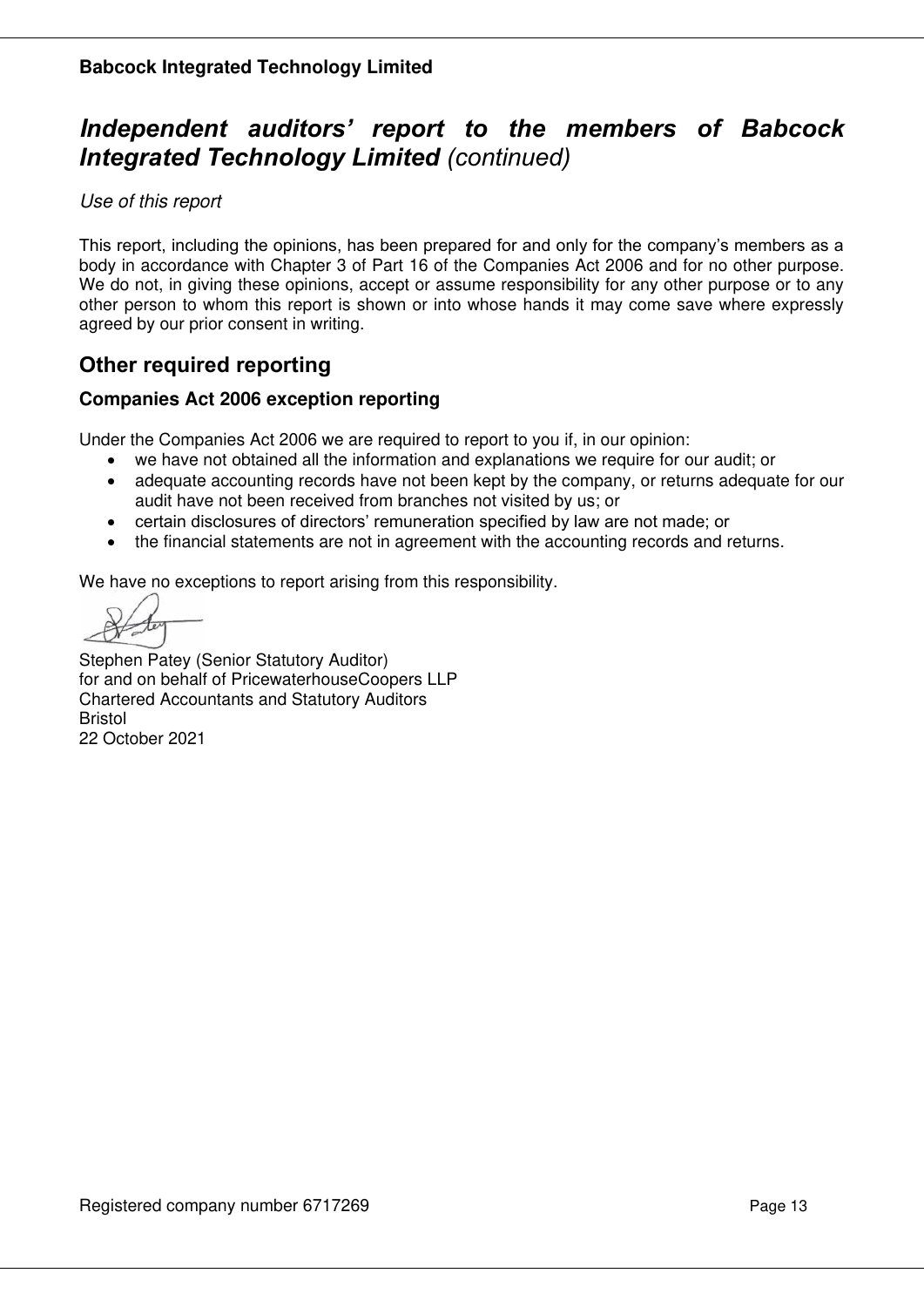# *Independent auditors' report to the members of Babcock Integrated Technology Limited (continued)*

*Use of this report*

This report, including the opinions, has been prepared for and only for the company's members as a body in accordance with Chapter 3 of Part 16 of the Companies Act 2006 and for no other purpose. We do not, in giving these opinions, accept or assume responsibility for any other purpose or to any other person to whom this report is shown or into whose hands it may come save where expressly agreed by our prior consent in writing.

## Other required reporting

### Companies Act 2006 exception reporting

Under the Companies Act 2006 we are required to report to you if, in our opinion:

- we have not obtained all the information and explanations we require for our audit; or
- adequate accounting records have not been kept by the company, or returns adequate for our audit have not been received from branches not visited by us; or
- certain disclosures of directors' remuneration specified by law are not made; or
- the financial statements are not in agreement with the accounting records and returns.

We have no exceptions to report arising from this responsibility.

Stephen Patey (Senior Statutory Auditor)
for and on behalf of PricewaterhouseCoopers LLP
Chartered Accountants and Statutory Auditors
Bristol
22 October 2021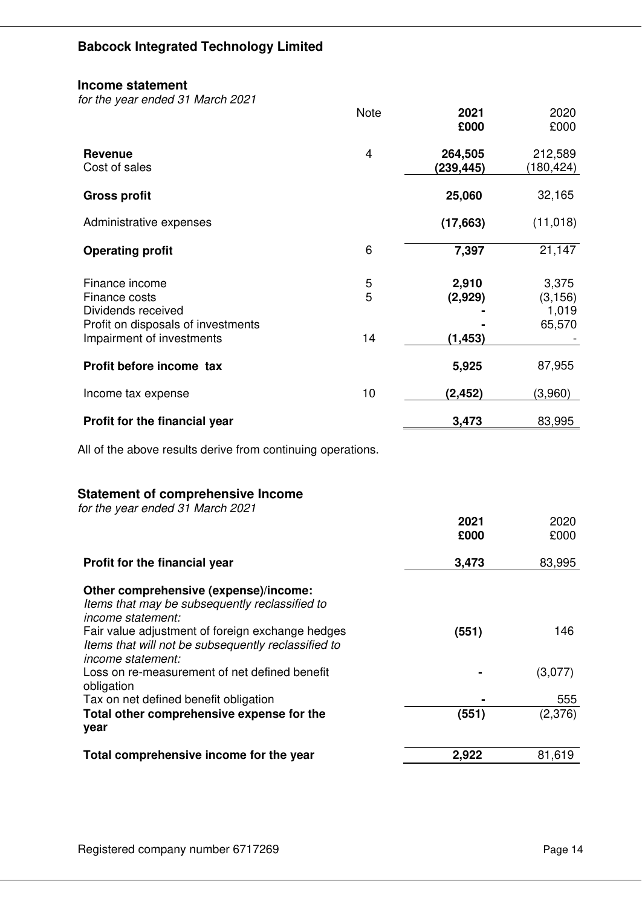# Babcock Integrated Technology Limited

## Income statement

*for the year ended 31 March 2021*

| | Note | 2021 £000 | 2020 £000 |
|---|---|---|---|
| **Revenue** | 4 | **264,505** | 212,589 |
| Cost of sales | | **(239,445)** | (180,424) |
| **Gross profit** | | **25,060** | 32,165 |
| Administrative expenses | | **(17,663)** | (11,018) |
| **Operating profit** | 6 | **7,397** | 21,147 |
| Finance income | 5 | **2,910** | 3,375 |
| Finance costs | 5 | **(2,929)** | (3,156) |
| Dividends received | | **-** | 1,019 |
| Profit on disposals of investments | | **-** | 65,570 |
| Impairment of investments | 14 | **(1,453)** | - |
| **Profit before income tax** | | **5,925** | 87,955 |
| Income tax expense | 10 | **(2,452)** | (3,960) |
| **Profit for the financial year** | | **3,473** | 83,995 |

All of the above results derive from continuing operations.

## Statement of comprehensive Income

*for the year ended 31 March 2021*

| | 2021 £000 | 2020 £000 |
|---|---|---|
| **Profit for the financial year** | **3,473** | 83,995 |
| **Other comprehensive (expense)/income:** | | |
| *Items that may be subsequently reclassified to income statement:* | | |
| Fair value adjustment of foreign exchange hedges | **(551)** | 146 |
| *Items that will not be subsequently reclassified to income statement:* | | |
| Loss on re-measurement of net defined benefit obligation | **-** | (3,077) |
| Tax on net defined benefit obligation | **-** | 555 |
| **Total other comprehensive expense for the year** | **(551)** | (2,376) |
| **Total comprehensive income for the year** | **2,922** | 81,619 |

Registered company number 6717269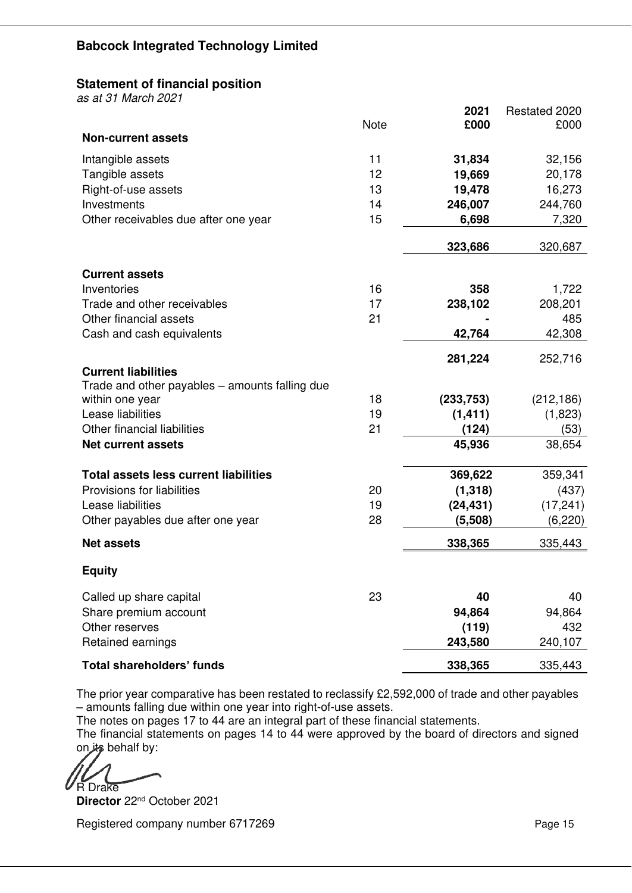# Babcock Integrated Technology Limited

## Statement of financial position

*as at 31 March 2021*

| | Note | **2021 £000** | Restated 2020 £000 |
|---|---|---|---|
| **Non-current assets** | | | |
| Intangible assets | 11 | **31,834** | 32,156 |
| Tangible assets | 12 | **19,669** | 20,178 |
| Right-of-use assets | 13 | **19,478** | 16,273 |
| Investments | 14 | **246,007** | 244,760 |
| Other receivables due after one year | 15 | **6,698** | 7,320 |
| | | **323,686** | 320,687 |
| **Current assets** | | | |
| Inventories | 16 | **358** | 1,722 |
| Trade and other receivables | 17 | **238,102** | 208,201 |
| Other financial assets | 21 | **-** | 485 |
| Cash and cash equivalents | | **42,764** | 42,308 |
| | | **281,224** | 252,716 |
| **Current liabilities** | | | |
| Trade and other payables – amounts falling due within one year | 18 | **(233,753)** | (212,186) |
| Lease liabilities | 19 | **(1,411)** | (1,823) |
| Other financial liabilities | 21 | **(124)** | (53) |
| **Net current assets** | | **45,936** | 38,654 |
| **Total assets less current liabilities** | | **369,622** | 359,341 |
| Provisions for liabilities | 20 | **(1,318)** | (437) |
| Lease liabilities | 19 | **(24,431)** | (17,241) |
| Other payables due after one year | 28 | **(5,508)** | (6,220) |
| **Net assets** | | **338,365** | 335,443 |
| **Equity** | | | |
| Called up share capital | 23 | **40** | 40 |
| Share premium account | | **94,864** | 94,864 |
| Other reserves | | **(119)** | 432 |
| Retained earnings | | **243,580** | 240,107 |
| **Total shareholders' funds** | | **338,365** | 335,443 |

The prior year comparative has been restated to reclassify £2,592,000 of trade and other payables – amounts falling due within one year into right-of-use assets.

The notes on pages 17 to 44 are an integral part of these financial statements.

The financial statements on pages 14 to 44 were approved by the board of directors and signed on its behalf by:

R Drake

**Director** 22nd October 2021

Registered company number 6717269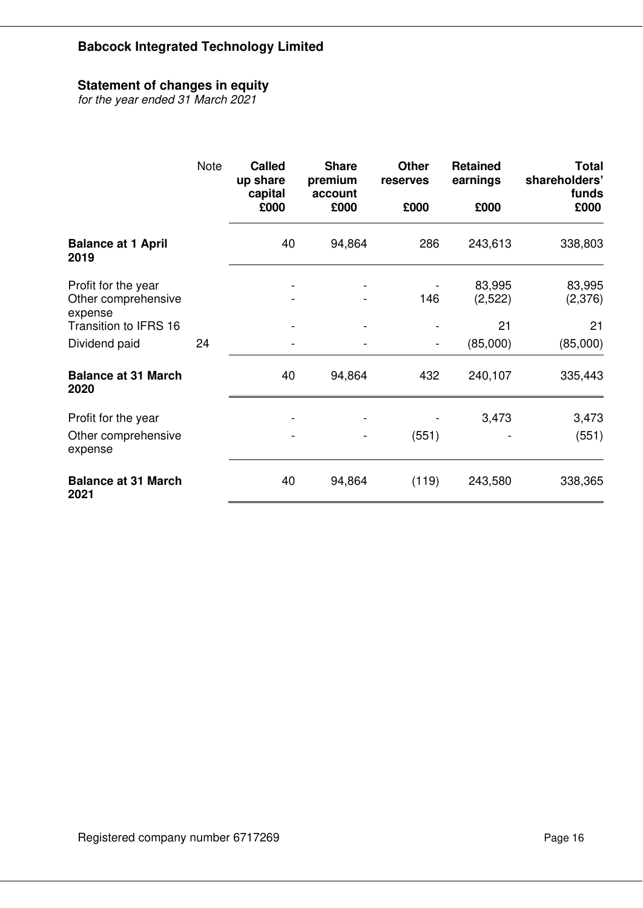**Babcock Integrated Technology Limited**

## Statement of changes in equity

*for the year ended 31 March 2021*

| | Note | Called up share capital £000 | Share premium account £000 | Other reserves £000 | Retained earnings £000 | Total shareholders' funds £000 |
|---|---|---|---|---|---|---|
| **Balance at 1 April 2019** | | 40 | 94,864 | 286 | 243,613 | 338,803 |
| Profit for the year | | - | - | - | 83,995 | 83,995 |
| Other comprehensive expense | | - | - | 146 | (2,522) | (2,376) |
| Transition to IFRS 16 | | - | - | - | 21 | 21 |
| Dividend paid | 24 | - | - | - | (85,000) | (85,000) |
| **Balance at 31 March 2020** | | 40 | 94,864 | 432 | 240,107 | 335,443 |
| Profit for the year | | - | - | - | 3,473 | 3,473 |
| Other comprehensive expense | | - | - | (551) | - | (551) |
| **Balance at 31 March 2021** | | 40 | 94,864 | (119) | 243,580 | 338,365 |

Registered company number 6717269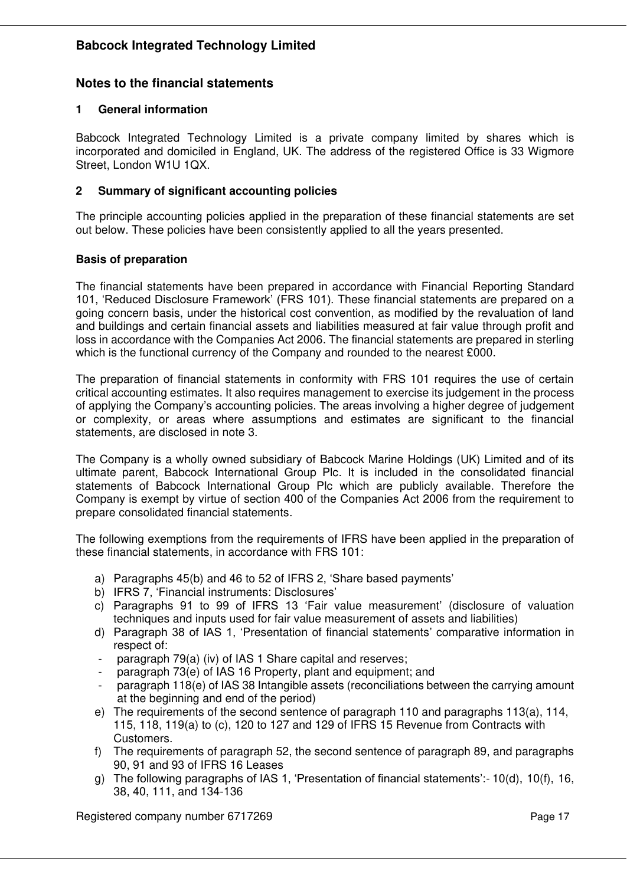## Notes to the financial statements

### 1 General information

Babcock Integrated Technology Limited is a private company limited by shares which is incorporated and domiciled in England, UK. The address of the registered Office is 33 Wigmore Street, London W1U 1QX.

### 2 Summary of significant accounting policies

The principle accounting policies applied in the preparation of these financial statements are set out below. These policies have been consistently applied to all the years presented.

**Basis of preparation**

The financial statements have been prepared in accordance with Financial Reporting Standard 101, 'Reduced Disclosure Framework' (FRS 101). These financial statements are prepared on a going concern basis, under the historical cost convention, as modified by the revaluation of land and buildings and certain financial assets and liabilities measured at fair value through profit and loss in accordance with the Companies Act 2006. The financial statements are prepared in sterling which is the functional currency of the Company and rounded to the nearest £000.

The preparation of financial statements in conformity with FRS 101 requires the use of certain critical accounting estimates. It also requires management to exercise its judgement in the process of applying the Company's accounting policies. The areas involving a higher degree of judgement or complexity, or areas where assumptions and estimates are significant to the financial statements, are disclosed in note 3.

The Company is a wholly owned subsidiary of Babcock Marine Holdings (UK) Limited and of its ultimate parent, Babcock International Group Plc. It is included in the consolidated financial statements of Babcock International Group Plc which are publicly available. Therefore the Company is exempt by virtue of section 400 of the Companies Act 2006 from the requirement to prepare consolidated financial statements.

The following exemptions from the requirements of IFRS have been applied in the preparation of these financial statements, in accordance with FRS 101:

a) Paragraphs 45(b) and 46 to 52 of IFRS 2, 'Share based payments'
b) IFRS 7, 'Financial instruments: Disclosures'
c) Paragraphs 91 to 99 of IFRS 13 'Fair value measurement' (disclosure of valuation techniques and inputs used for fair value measurement of assets and liabilities)
d) Paragraph 38 of IAS 1, 'Presentation of financial statements' comparative information in respect of:
   - paragraph 79(a) (iv) of IAS 1 Share capital and reserves;
   - paragraph 73(e) of IAS 16 Property, plant and equipment; and
   - paragraph 118(e) of IAS 38 Intangible assets (reconciliations between the carrying amount at the beginning and end of the period)
e) The requirements of the second sentence of paragraph 110 and paragraphs 113(a), 114, 115, 118, 119(a) to (c), 120 to 127 and 129 of IFRS 15 Revenue from Contracts with Customers.
f) The requirements of paragraph 52, the second sentence of paragraph 89, and paragraphs 90, 91 and 93 of IFRS 16 Leases
g) The following paragraphs of IAS 1, 'Presentation of financial statements':- 10(d), 10(f), 16, 38, 40, 111, and 134-136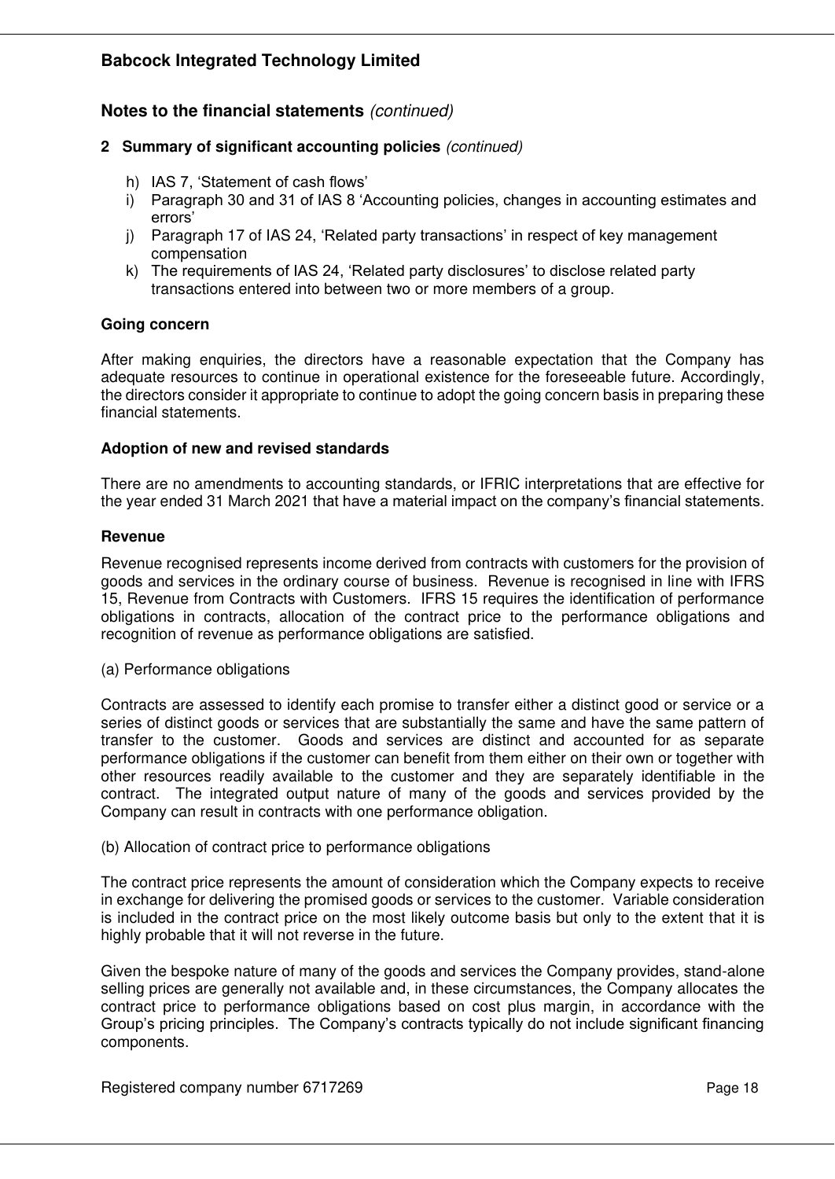## Notes to the financial statements *(continued)*

### 2 Summary of significant accounting policies *(continued)*

h) IAS 7, 'Statement of cash flows'
i) Paragraph 30 and 31 of IAS 8 'Accounting policies, changes in accounting estimates and errors'
j) Paragraph 17 of IAS 24, 'Related party transactions' in respect of key management compensation
k) The requirements of IAS 24, 'Related party disclosures' to disclose related party transactions entered into between two or more members of a group.

**Going concern**

After making enquiries, the directors have a reasonable expectation that the Company has adequate resources to continue in operational existence for the foreseeable future. Accordingly, the directors consider it appropriate to continue to adopt the going concern basis in preparing these financial statements.

**Adoption of new and revised standards**

There are no amendments to accounting standards, or IFRIC interpretations that are effective for the year ended 31 March 2021 that have a material impact on the company's financial statements.

**Revenue**

Revenue recognised represents income derived from contracts with customers for the provision of goods and services in the ordinary course of business. Revenue is recognised in line with IFRS 15, Revenue from Contracts with Customers. IFRS 15 requires the identification of performance obligations in contracts, allocation of the contract price to the performance obligations and recognition of revenue as performance obligations are satisfied.

(a) Performance obligations

Contracts are assessed to identify each promise to transfer either a distinct good or service or a series of distinct goods or services that are substantially the same and have the same pattern of transfer to the customer. Goods and services are distinct and accounted for as separate performance obligations if the customer can benefit from them either on their own or together with other resources readily available to the customer and they are separately identifiable in the contract. The integrated output nature of many of the goods and services provided by the Company can result in contracts with one performance obligation.

(b) Allocation of contract price to performance obligations

The contract price represents the amount of consideration which the Company expects to receive in exchange for delivering the promised goods or services to the customer. Variable consideration is included in the contract price on the most likely outcome basis but only to the extent that it is highly probable that it will not reverse in the future.

Given the bespoke nature of many of the goods and services the Company provides, stand-alone selling prices are generally not available and, in these circumstances, the Company allocates the contract price to performance obligations based on cost plus margin, in accordance with the Group's pricing principles. The Company's contracts typically do not include significant financing components.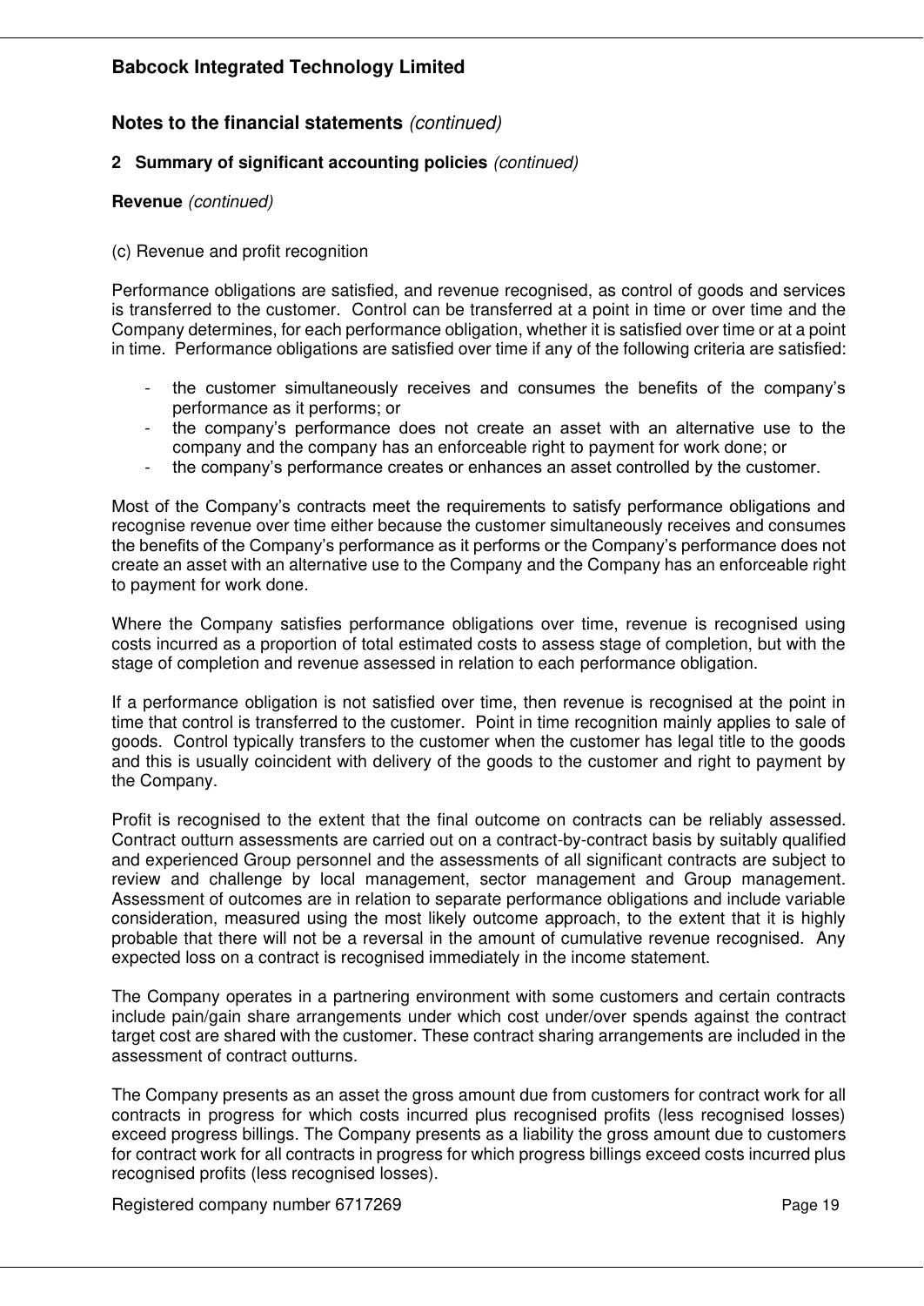## Notes to the financial statements *(continued)*

### 2 Summary of significant accounting policies *(continued)*

**Revenue** *(continued)*

(c) Revenue and profit recognition

Performance obligations are satisfied, and revenue recognised, as control of goods and services is transferred to the customer. Control can be transferred at a point in time or over time and the Company determines, for each performance obligation, whether it is satisfied over time or at a point in time. Performance obligations are satisfied over time if any of the following criteria are satisfied:

- the customer simultaneously receives and consumes the benefits of the company's performance as it performs; or
- the company's performance does not create an asset with an alternative use to the company and the company has an enforceable right to payment for work done; or
- the company's performance creates or enhances an asset controlled by the customer.

Most of the Company's contracts meet the requirements to satisfy performance obligations and recognise revenue over time either because the customer simultaneously receives and consumes the benefits of the Company's performance as it performs or the Company's performance does not create an asset with an alternative use to the Company and the Company has an enforceable right to payment for work done.

Where the Company satisfies performance obligations over time, revenue is recognised using costs incurred as a proportion of total estimated costs to assess stage of completion, but with the stage of completion and revenue assessed in relation to each performance obligation.

If a performance obligation is not satisfied over time, then revenue is recognised at the point in time that control is transferred to the customer. Point in time recognition mainly applies to sale of goods. Control typically transfers to the customer when the customer has legal title to the goods and this is usually coincident with delivery of the goods to the customer and right to payment by the Company.

Profit is recognised to the extent that the final outcome on contracts can be reliably assessed. Contract outturn assessments are carried out on a contract-by-contract basis by suitably qualified and experienced Group personnel and the assessments of all significant contracts are subject to review and challenge by local management, sector management and Group management. Assessment of outcomes are in relation to separate performance obligations and include variable consideration, measured using the most likely outcome approach, to the extent that it is highly probable that there will not be a reversal in the amount of cumulative revenue recognised. Any expected loss on a contract is recognised immediately in the income statement.

The Company operates in a partnering environment with some customers and certain contracts include pain/gain share arrangements under which cost under/over spends against the contract target cost are shared with the customer. These contract sharing arrangements are included in the assessment of contract outturns.

The Company presents as an asset the gross amount due from customers for contract work for all contracts in progress for which costs incurred plus recognised profits (less recognised losses) exceed progress billings. The Company presents as a liability the gross amount due to customers for contract work for all contracts in progress for which progress billings exceed costs incurred plus recognised profits (less recognised losses).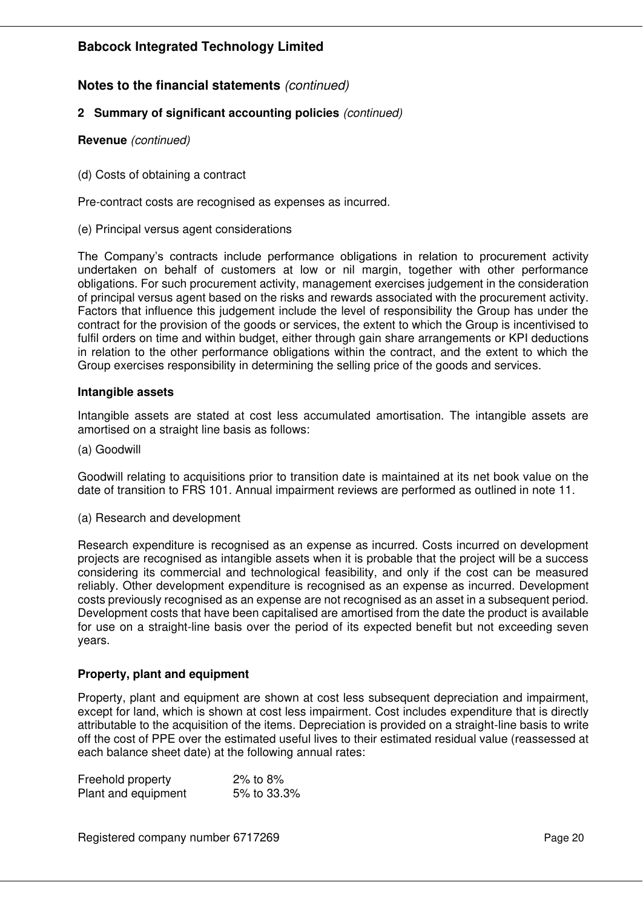## Notes to the financial statements *(continued)*

### 2 Summary of significant accounting policies *(continued)*

**Revenue** *(continued)*

(d) Costs of obtaining a contract

Pre-contract costs are recognised as expenses as incurred.

(e) Principal versus agent considerations

The Company's contracts include performance obligations in relation to procurement activity undertaken on behalf of customers at low or nil margin, together with other performance obligations. For such procurement activity, management exercises judgement in the consideration of principal versus agent based on the risks and rewards associated with the procurement activity. Factors that influence this judgement include the level of responsibility the Group has under the contract for the provision of the goods or services, the extent to which the Group is incentivised to fulfil orders on time and within budget, either through gain share arrangements or KPI deductions in relation to the other performance obligations within the contract, and the extent to which the Group exercises responsibility in determining the selling price of the goods and services.

**Intangible assets**

Intangible assets are stated at cost less accumulated amortisation. The intangible assets are amortised on a straight line basis as follows:

(a) Goodwill

Goodwill relating to acquisitions prior to transition date is maintained at its net book value on the date of transition to FRS 101. Annual impairment reviews are performed as outlined in note 11.

(a) Research and development

Research expenditure is recognised as an expense as incurred. Costs incurred on development projects are recognised as intangible assets when it is probable that the project will be a success considering its commercial and technological feasibility, and only if the cost can be measured reliably. Other development expenditure is recognised as an expense as incurred. Development costs previously recognised as an expense are not recognised as an asset in a subsequent period. Development costs that have been capitalised are amortised from the date the product is available for use on a straight-line basis over the period of its expected benefit but not exceeding seven years.

**Property, plant and equipment**

Property, plant and equipment are shown at cost less subsequent depreciation and impairment, except for land, which is shown at cost less impairment. Cost includes expenditure that is directly attributable to the acquisition of the items. Depreciation is provided on a straight-line basis to write off the cost of PPE over the estimated useful lives to their estimated residual value (reassessed at each balance sheet date) at the following annual rates:

| | |
|---|---|
| Freehold property | 2% to 8% |
| Plant and equipment | 5% to 33.3% |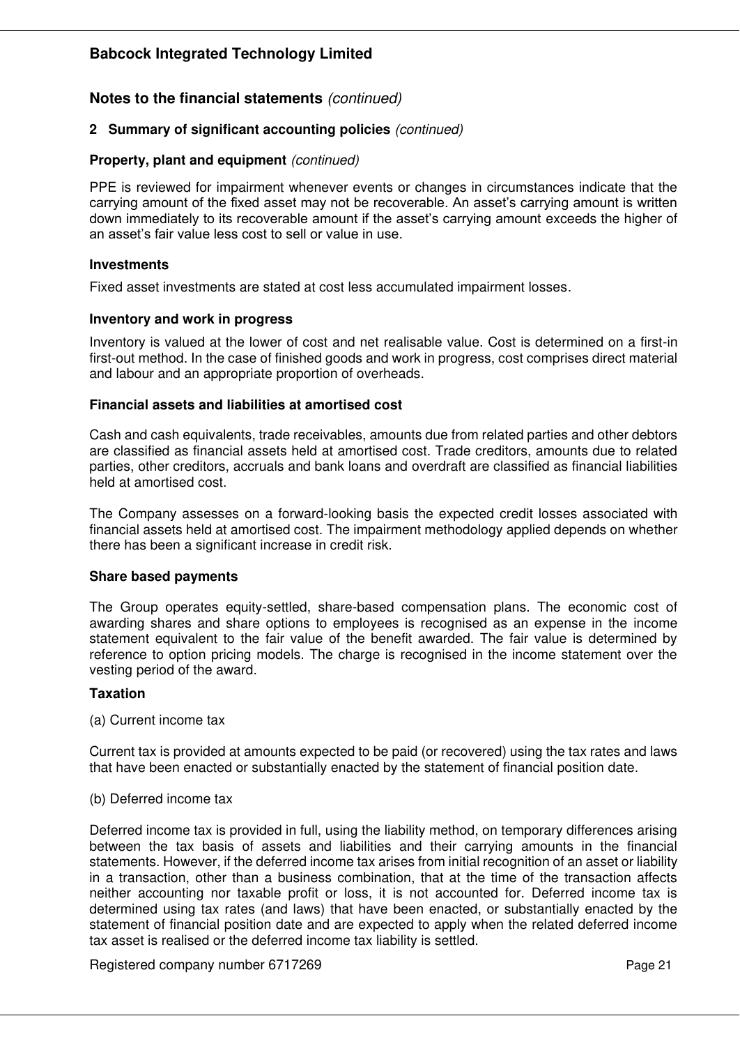## Notes to the financial statements *(continued)*

### 2 Summary of significant accounting policies *(continued)*

**Property, plant and equipment** *(continued)*

PPE is reviewed for impairment whenever events or changes in circumstances indicate that the carrying amount of the fixed asset may not be recoverable. An asset's carrying amount is written down immediately to its recoverable amount if the asset's carrying amount exceeds the higher of an asset's fair value less cost to sell or value in use.

**Investments**

Fixed asset investments are stated at cost less accumulated impairment losses.

**Inventory and work in progress**

Inventory is valued at the lower of cost and net realisable value. Cost is determined on a first-in first-out method. In the case of finished goods and work in progress, cost comprises direct material and labour and an appropriate proportion of overheads.

**Financial assets and liabilities at amortised cost**

Cash and cash equivalents, trade receivables, amounts due from related parties and other debtors are classified as financial assets held at amortised cost. Trade creditors, amounts due to related parties, other creditors, accruals and bank loans and overdraft are classified as financial liabilities held at amortised cost.

The Company assesses on a forward-looking basis the expected credit losses associated with financial assets held at amortised cost. The impairment methodology applied depends on whether there has been a significant increase in credit risk.

**Share based payments**

The Group operates equity-settled, share-based compensation plans. The economic cost of awarding shares and share options to employees is recognised as an expense in the income statement equivalent to the fair value of the benefit awarded. The fair value is determined by reference to option pricing models. The charge is recognised in the income statement over the vesting period of the award.

**Taxation**

(a) Current income tax

Current tax is provided at amounts expected to be paid (or recovered) using the tax rates and laws that have been enacted or substantially enacted by the statement of financial position date.

(b) Deferred income tax

Deferred income tax is provided in full, using the liability method, on temporary differences arising between the tax basis of assets and liabilities and their carrying amounts in the financial statements. However, if the deferred income tax arises from initial recognition of an asset or liability in a transaction, other than a business combination, that at the time of the transaction affects neither accounting nor taxable profit or loss, it is not accounted for. Deferred income tax is determined using tax rates (and laws) that have been enacted, or substantially enacted by the statement of financial position date and are expected to apply when the related deferred income tax asset is realised or the deferred income tax liability is settled.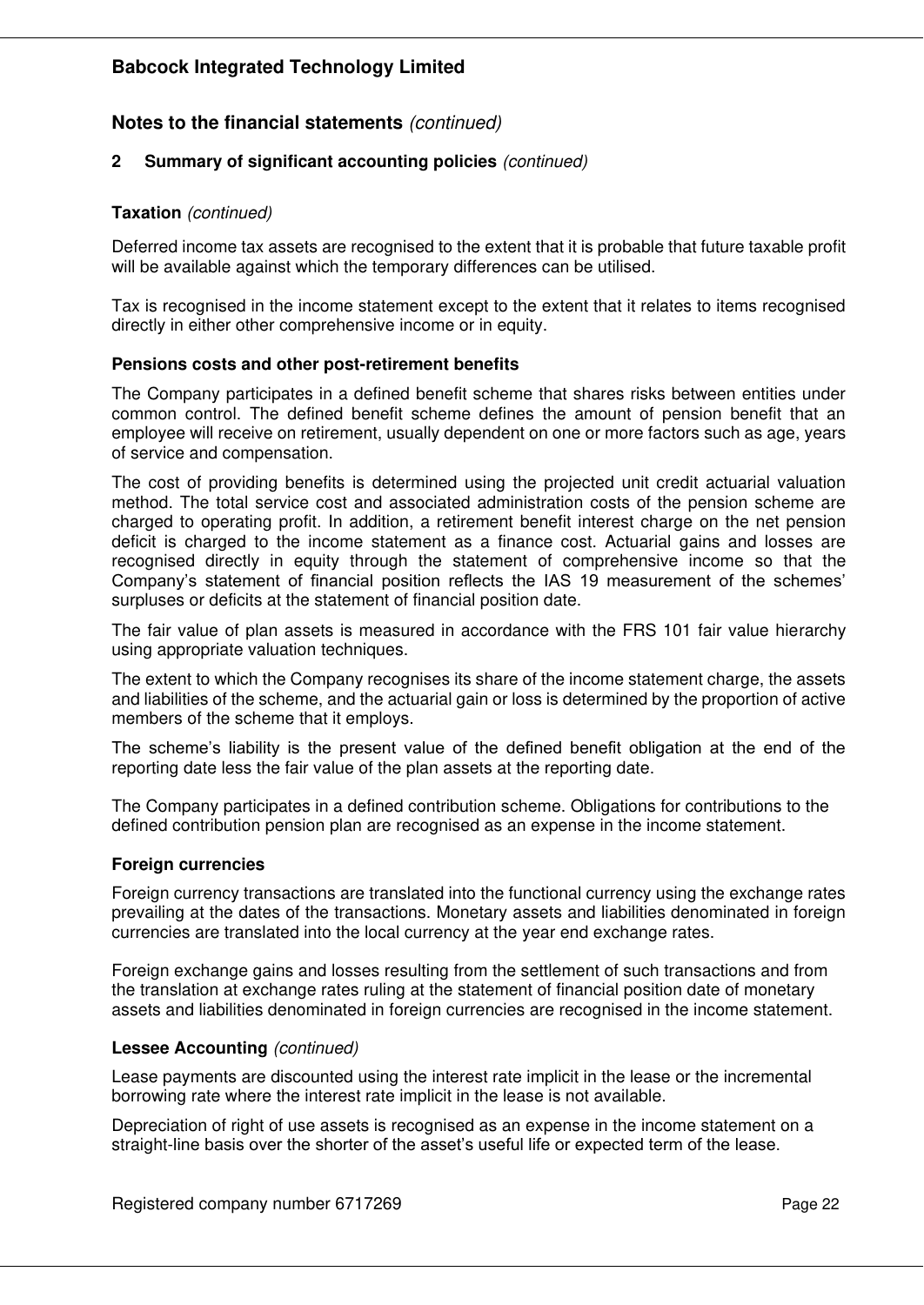## Notes to the financial statements *(continued)*

### 2 Summary of significant accounting policies *(continued)*

**Taxation** *(continued)*

Deferred income tax assets are recognised to the extent that it is probable that future taxable profit will be available against which the temporary differences can be utilised.

Tax is recognised in the income statement except to the extent that it relates to items recognised directly in either other comprehensive income or in equity.

**Pensions costs and other post-retirement benefits**

The Company participates in a defined benefit scheme that shares risks between entities under common control. The defined benefit scheme defines the amount of pension benefit that an employee will receive on retirement, usually dependent on one or more factors such as age, years of service and compensation.

The cost of providing benefits is determined using the projected unit credit actuarial valuation method. The total service cost and associated administration costs of the pension scheme are charged to operating profit. In addition, a retirement benefit interest charge on the net pension deficit is charged to the income statement as a finance cost. Actuarial gains and losses are recognised directly in equity through the statement of comprehensive income so that the Company's statement of financial position reflects the IAS 19 measurement of the schemes' surpluses or deficits at the statement of financial position date.

The fair value of plan assets is measured in accordance with the FRS 101 fair value hierarchy using appropriate valuation techniques.

The extent to which the Company recognises its share of the income statement charge, the assets and liabilities of the scheme, and the actuarial gain or loss is determined by the proportion of active members of the scheme that it employs.

The scheme's liability is the present value of the defined benefit obligation at the end of the reporting date less the fair value of the plan assets at the reporting date.

The Company participates in a defined contribution scheme. Obligations for contributions to the defined contribution pension plan are recognised as an expense in the income statement.

**Foreign currencies**

Foreign currency transactions are translated into the functional currency using the exchange rates prevailing at the dates of the transactions. Monetary assets and liabilities denominated in foreign currencies are translated into the local currency at the year end exchange rates.

Foreign exchange gains and losses resulting from the settlement of such transactions and from the translation at exchange rates ruling at the statement of financial position date of monetary assets and liabilities denominated in foreign currencies are recognised in the income statement.

**Lessee Accounting** *(continued)*

Lease payments are discounted using the interest rate implicit in the lease or the incremental borrowing rate where the interest rate implicit in the lease is not available.

Depreciation of right of use assets is recognised as an expense in the income statement on a straight-line basis over the shorter of the asset's useful life or expected term of the lease.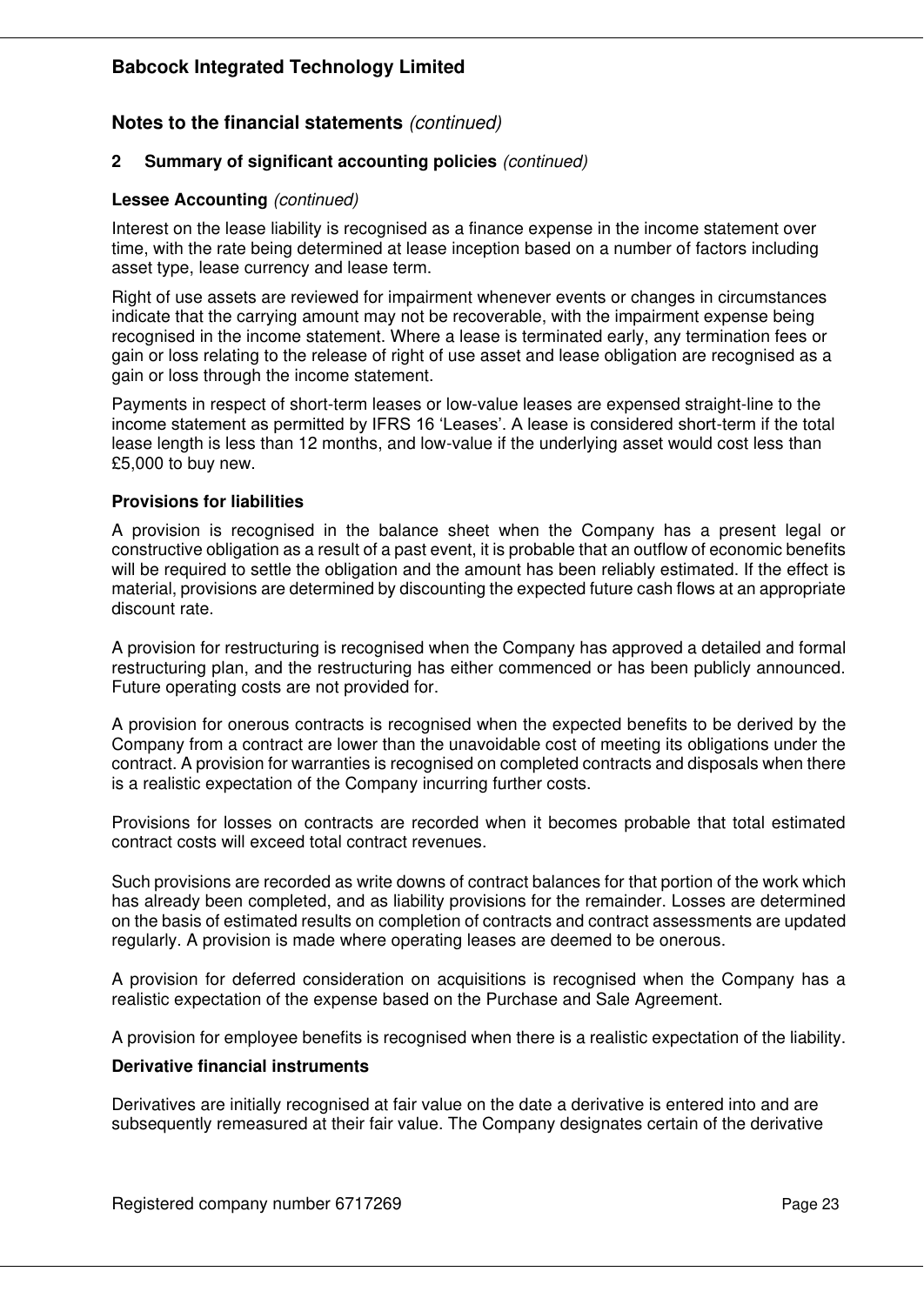## Notes to the financial statements *(continued)*

### 2 Summary of significant accounting policies *(continued)*

**Lessee Accounting** *(continued)*

Interest on the lease liability is recognised as a finance expense in the income statement over time, with the rate being determined at lease inception based on a number of factors including asset type, lease currency and lease term.

Right of use assets are reviewed for impairment whenever events or changes in circumstances indicate that the carrying amount may not be recoverable, with the impairment expense being recognised in the income statement. Where a lease is terminated early, any termination fees or gain or loss relating to the release of right of use asset and lease obligation are recognised as a gain or loss through the income statement.

Payments in respect of short-term leases or low-value leases are expensed straight-line to the income statement as permitted by IFRS 16 'Leases'. A lease is considered short-term if the total lease length is less than 12 months, and low-value if the underlying asset would cost less than £5,000 to buy new.

**Provisions for liabilities**

A provision is recognised in the balance sheet when the Company has a present legal or constructive obligation as a result of a past event, it is probable that an outflow of economic benefits will be required to settle the obligation and the amount has been reliably estimated. If the effect is material, provisions are determined by discounting the expected future cash flows at an appropriate discount rate.

A provision for restructuring is recognised when the Company has approved a detailed and formal restructuring plan, and the restructuring has either commenced or has been publicly announced. Future operating costs are not provided for.

A provision for onerous contracts is recognised when the expected benefits to be derived by the Company from a contract are lower than the unavoidable cost of meeting its obligations under the contract. A provision for warranties is recognised on completed contracts and disposals when there is a realistic expectation of the Company incurring further costs.

Provisions for losses on contracts are recorded when it becomes probable that total estimated contract costs will exceed total contract revenues.

Such provisions are recorded as write downs of contract balances for that portion of the work which has already been completed, and as liability provisions for the remainder. Losses are determined on the basis of estimated results on completion of contracts and contract assessments are updated regularly. A provision is made where operating leases are deemed to be onerous.

A provision for deferred consideration on acquisitions is recognised when the Company has a realistic expectation of the expense based on the Purchase and Sale Agreement.

A provision for employee benefits is recognised when there is a realistic expectation of the liability.

**Derivative financial instruments**

Derivatives are initially recognised at fair value on the date a derivative is entered into and are subsequently remeasured at their fair value. The Company designates certain of the derivative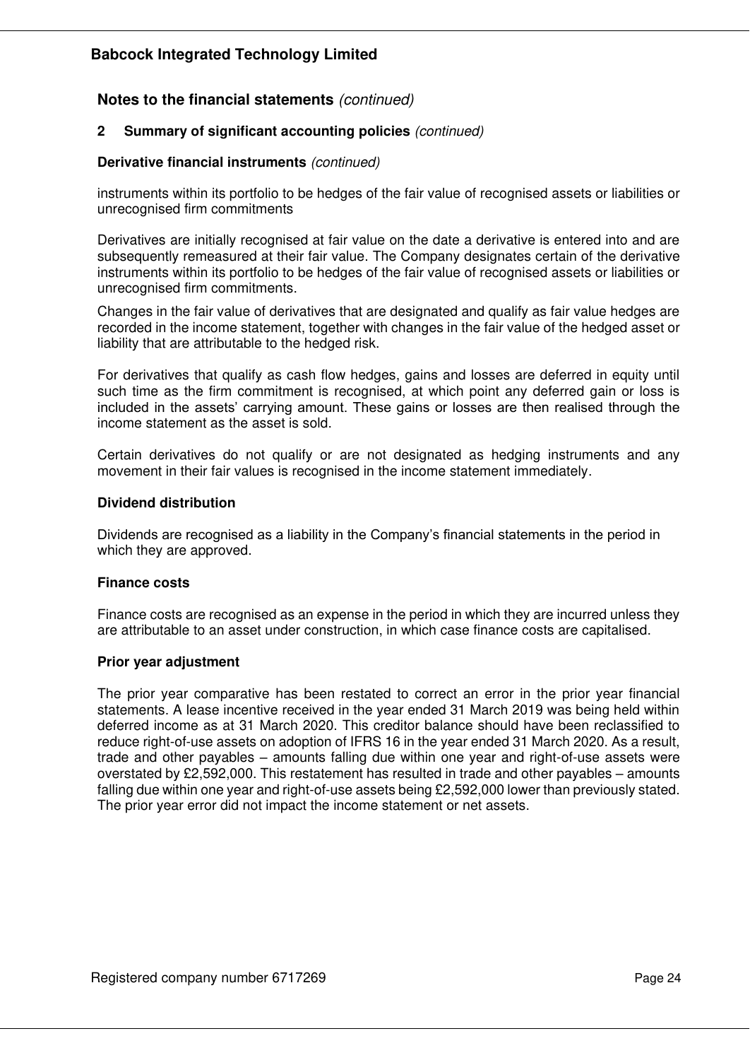## Notes to the financial statements *(continued)*

### 2 Summary of significant accounting policies *(continued)*

**Derivative financial instruments** *(continued)*

instruments within its portfolio to be hedges of the fair value of recognised assets or liabilities or unrecognised firm commitments

Derivatives are initially recognised at fair value on the date a derivative is entered into and are subsequently remeasured at their fair value. The Company designates certain of the derivative instruments within its portfolio to be hedges of the fair value of recognised assets or liabilities or unrecognised firm commitments.

Changes in the fair value of derivatives that are designated and qualify as fair value hedges are recorded in the income statement, together with changes in the fair value of the hedged asset or liability that are attributable to the hedged risk.

For derivatives that qualify as cash flow hedges, gains and losses are deferred in equity until such time as the firm commitment is recognised, at which point any deferred gain or loss is included in the assets' carrying amount. These gains or losses are then realised through the income statement as the asset is sold.

Certain derivatives do not qualify or are not designated as hedging instruments and any movement in their fair values is recognised in the income statement immediately.

**Dividend distribution**

Dividends are recognised as a liability in the Company's financial statements in the period in which they are approved.

**Finance costs**

Finance costs are recognised as an expense in the period in which they are incurred unless they are attributable to an asset under construction, in which case finance costs are capitalised.

**Prior year adjustment**

The prior year comparative has been restated to correct an error in the prior year financial statements. A lease incentive received in the year ended 31 March 2019 was being held within deferred income as at 31 March 2020. This creditor balance should have been reclassified to reduce right-of-use assets on adoption of IFRS 16 in the year ended 31 March 2020. As a result, trade and other payables – amounts falling due within one year and right-of-use assets were overstated by £2,592,000. This restatement has resulted in trade and other payables – amounts falling due within one year and right-of-use assets being £2,592,000 lower than previously stated. The prior year error did not impact the income statement or net assets.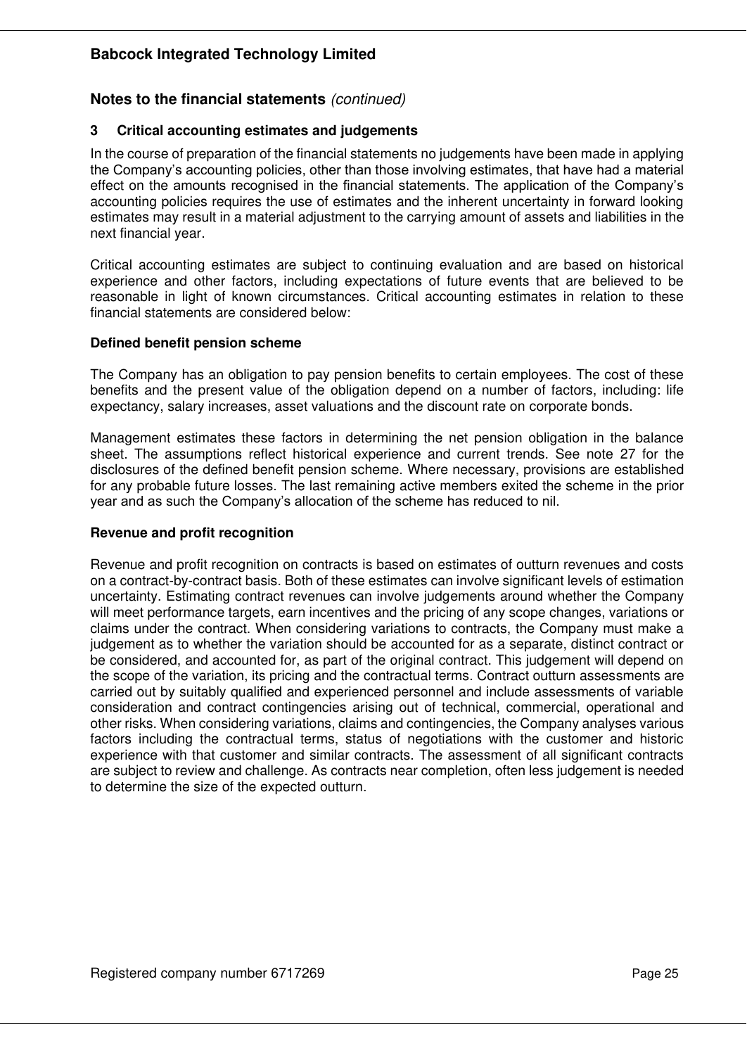## Notes to the financial statements *(continued)*

### 3 Critical accounting estimates and judgements

In the course of preparation of the financial statements no judgements have been made in applying the Company's accounting policies, other than those involving estimates, that have had a material effect on the amounts recognised in the financial statements. The application of the Company's accounting policies requires the use of estimates and the inherent uncertainty in forward looking estimates may result in a material adjustment to the carrying amount of assets and liabilities in the next financial year.

Critical accounting estimates are subject to continuing evaluation and are based on historical experience and other factors, including expectations of future events that are believed to be reasonable in light of known circumstances. Critical accounting estimates in relation to these financial statements are considered below:

**Defined benefit pension scheme**

The Company has an obligation to pay pension benefits to certain employees. The cost of these benefits and the present value of the obligation depend on a number of factors, including: life expectancy, salary increases, asset valuations and the discount rate on corporate bonds.

Management estimates these factors in determining the net pension obligation in the balance sheet. The assumptions reflect historical experience and current trends. See note 27 for the disclosures of the defined benefit pension scheme. Where necessary, provisions are established for any probable future losses. The last remaining active members exited the scheme in the prior year and as such the Company's allocation of the scheme has reduced to nil.

**Revenue and profit recognition**

Revenue and profit recognition on contracts is based on estimates of outturn revenues and costs on a contract-by-contract basis. Both of these estimates can involve significant levels of estimation uncertainty. Estimating contract revenues can involve judgements around whether the Company will meet performance targets, earn incentives and the pricing of any scope changes, variations or claims under the contract. When considering variations to contracts, the Company must make a judgement as to whether the variation should be accounted for as a separate, distinct contract or be considered, and accounted for, as part of the original contract. This judgement will depend on the scope of the variation, its pricing and the contractual terms. Contract outturn assessments are carried out by suitably qualified and experienced personnel and include assessments of variable consideration and contract contingencies arising out of technical, commercial, operational and other risks. When considering variations, claims and contingencies, the Company analyses various factors including the contractual terms, status of negotiations with the customer and historic experience with that customer and similar contracts. The assessment of all significant contracts are subject to review and challenge. As contracts near completion, often less judgement is needed to determine the size of the expected outturn.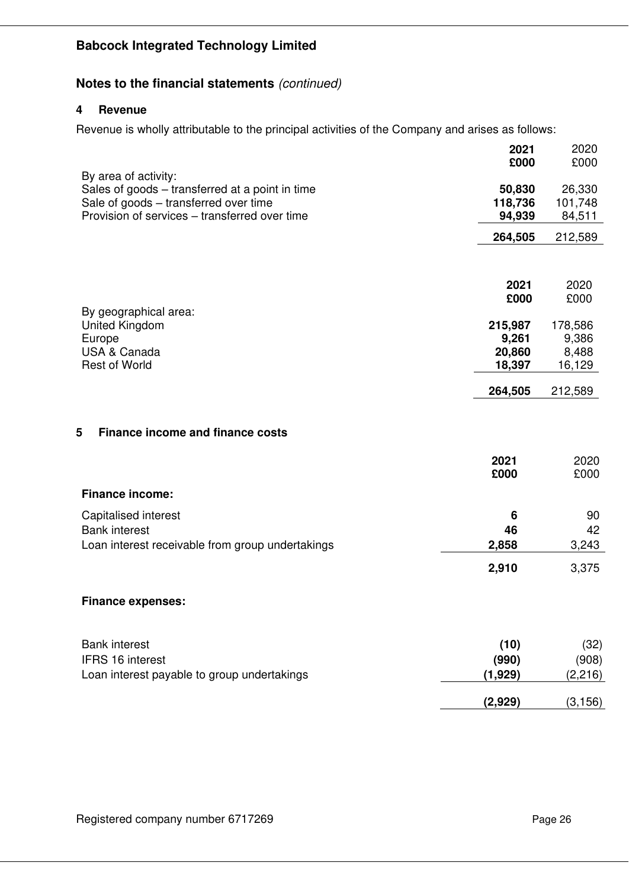**Babcock Integrated Technology Limited**

## Notes to the financial statements *(continued)*

### 4 Revenue

Revenue is wholly attributable to the principal activities of the Company and arises as follows:

| | **2021** **£000** | 2020 £000 |
|---|---|---|
| By area of activity: | | |
| Sales of goods – transferred at a point in time | **50,830** | 26,330 |
| Sale of goods – transferred over time | **118,736** | 101,748 |
| Provision of services – transferred over time | **94,939** | 84,511 |
| | **264,505** | 212,589 |

| | **2021** **£000** | 2020 £000 |
|---|---|---|
| By geographical area: | | |
| United Kingdom | **215,987** | 178,586 |
| Europe | **9,261** | 9,386 |
| USA & Canada | **20,860** | 8,488 |
| Rest of World | **18,397** | 16,129 |
| | **264,505** | 212,589 |

### 5 Finance income and finance costs

| | **2021** **£000** | 2020 £000 |
|---|---|---|
| **Finance income:** | | |
| Capitalised interest | **6** | 90 |
| Bank interest | **46** | 42 |
| Loan interest receivable from group undertakings | **2,858** | 3,243 |
| | **2,910** | 3,375 |
| **Finance expenses:** | | |
| Bank interest | **(10)** | (32) |
| IFRS 16 interest | **(990)** | (908) |
| Loan interest payable to group undertakings | **(1,929)** | (2,216) |
| | **(2,929)** | (3,156) |

Registered company number 6717269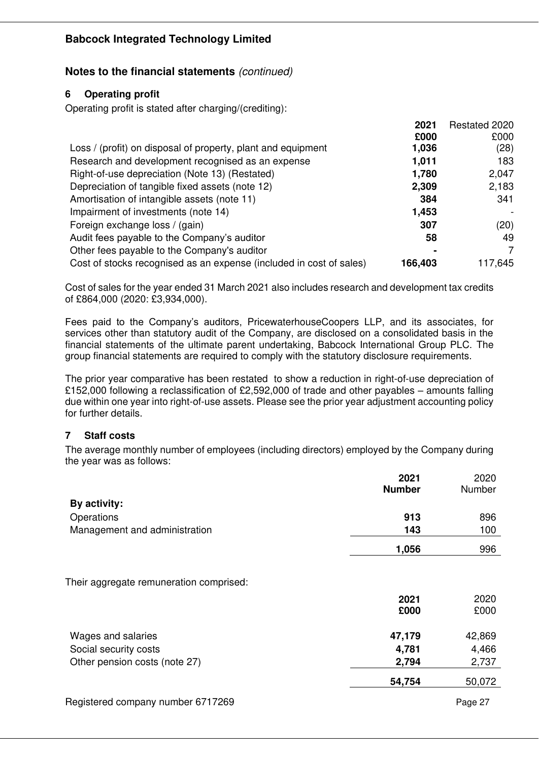## Babcock Integrated Technology Limited

## Notes to the financial statements *(continued)*

### 6 Operating profit

Operating profit is stated after charging/(crediting):

| | 2021 | Restated 2020 |
|---|---|---|
| | £000 | £000 |
| Loss / (profit) on disposal of property, plant and equipment | **1,036** | (28) |
| Research and development recognised as an expense | **1,011** | 183 |
| Right-of-use depreciation (Note 13) (Restated) | **1,780** | 2,047 |
| Depreciation of tangible fixed assets (note 12) | **2,309** | 2,183 |
| Amortisation of intangible assets (note 11) | **384** | 341 |
| Impairment of investments (note 14) | **1,453** | - |
| Foreign exchange loss / (gain) | **307** | (20) |
| Audit fees payable to the Company's auditor | **58** | 49 |
| Other fees payable to the Company's auditor | **-** | 7 |
| Cost of stocks recognised as an expense (included in cost of sales) | **166,403** | 117,645 |

Cost of sales for the year ended 31 March 2021 also includes research and development tax credits of £864,000 (2020: £3,934,000).

Fees paid to the Company's auditors, PricewaterhouseCoopers LLP, and its associates, for services other than statutory audit of the Company, are disclosed on a consolidated basis in the financial statements of the ultimate parent undertaking, Babcock International Group PLC. The group financial statements are required to comply with the statutory disclosure requirements.

The prior year comparative has been restated to show a reduction in right-of-use depreciation of £152,000 following a reclassification of £2,592,000 of trade and other payables – amounts falling due within one year into right-of-use assets. Please see the prior year adjustment accounting policy for further details.

### 7 Staff costs

The average monthly number of employees (including directors) employed by the Company during the year was as follows:

| | 2021 | 2020 |
|---|---|---|
| | Number | Number |
| **By activity:** | | |
| Operations | **913** | 896 |
| Management and administration | **143** | 100 |
| | **1,056** | 996 |

Their aggregate remuneration comprised:

| | 2021 | 2020 |
|---|---|---|
| | £000 | £000 |
| Wages and salaries | **47,179** | 42,869 |
| Social security costs | **4,781** | 4,466 |
| Other pension costs (note 27) | **2,794** | 2,737 |
| | **54,754** | 50,072 |

Registered company number 6717269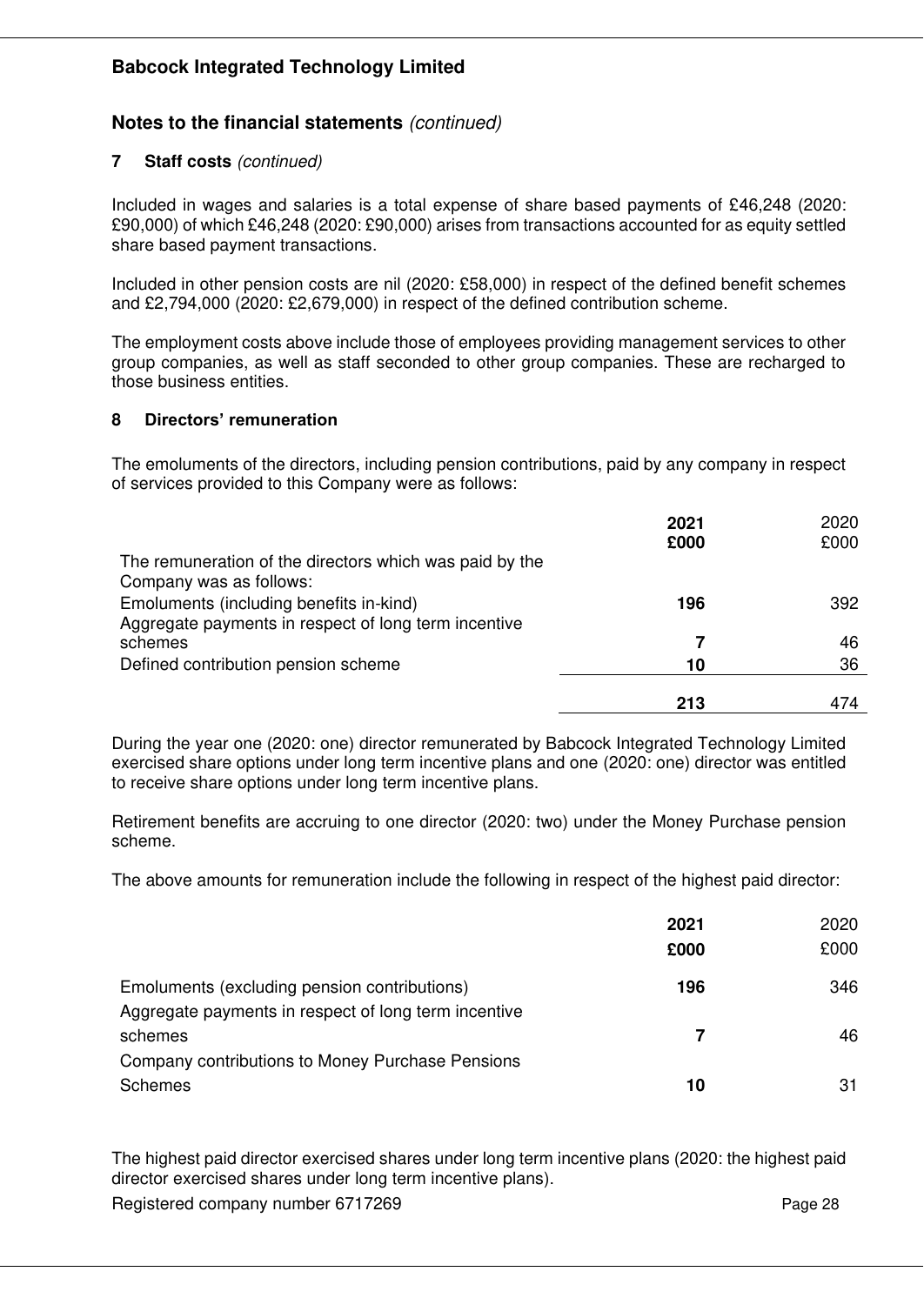## Notes to the financial statements *(continued)*

### 7 Staff costs *(continued)*

Included in wages and salaries is a total expense of share based payments of £46,248 (2020: £90,000) of which £46,248 (2020: £90,000) arises from transactions accounted for as equity settled share based payment transactions.

Included in other pension costs are nil (2020: £58,000) in respect of the defined benefit schemes and £2,794,000 (2020: £2,679,000) in respect of the defined contribution scheme.

The employment costs above include those of employees providing management services to other group companies, as well as staff seconded to other group companies. These are recharged to those business entities.

### 8 Directors' remuneration

The emoluments of the directors, including pension contributions, paid by any company in respect of services provided to this Company were as follows:

| | **2021** | 2020 |
|---|---|---|
| | **£000** | £000 |
| The remuneration of the directors which was paid by the Company was as follows: | | |
| Emoluments (including benefits in-kind) | **196** | 392 |
| Aggregate payments in respect of long term incentive schemes | **7** | 46 |
| Defined contribution pension scheme | **10** | 36 |
| | **213** | 474 |

During the year one (2020: one) director remunerated by Babcock Integrated Technology Limited exercised share options under long term incentive plans and one (2020: one) director was entitled to receive share options under long term incentive plans.

Retirement benefits are accruing to one director (2020: two) under the Money Purchase pension scheme.

The above amounts for remuneration include the following in respect of the highest paid director:

| | **2021** | 2020 |
|---|---|---|
| | **£000** | £000 |
| Emoluments (excluding pension contributions) | **196** | 346 |
| Aggregate payments in respect of long term incentive schemes | **7** | 46 |
| Company contributions to Money Purchase Pensions Schemes | **10** | 31 |

The highest paid director exercised shares under long term incentive plans (2020: the highest paid director exercised shares under long term incentive plans).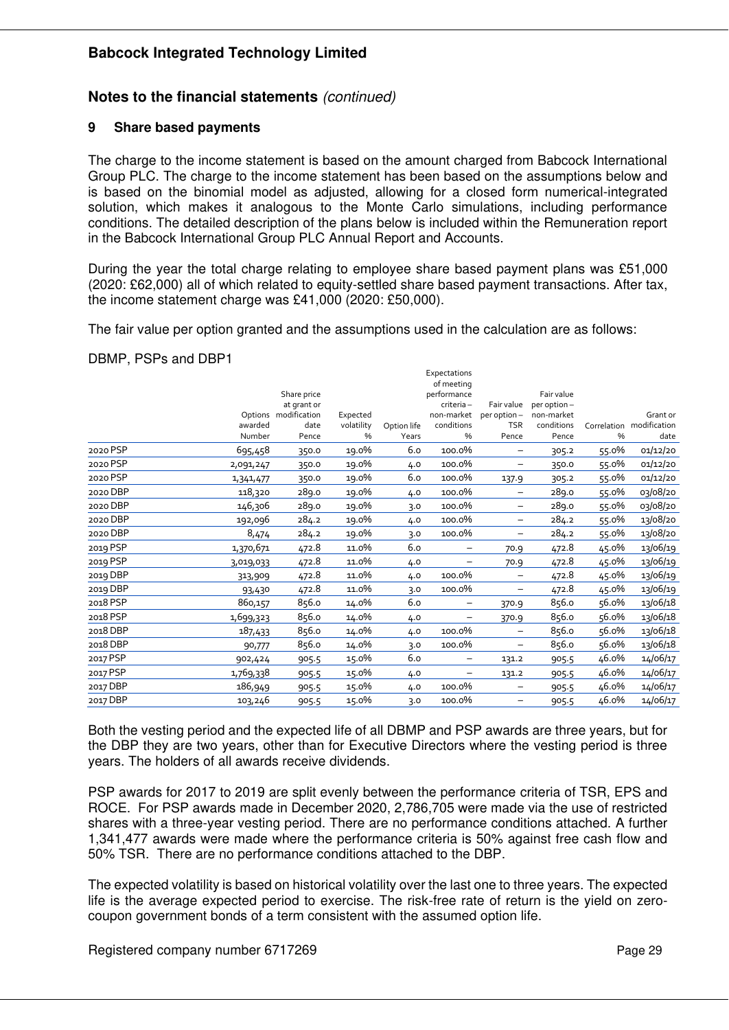## Notes to the financial statements *(continued)*

### 9 Share based payments

The charge to the income statement is based on the amount charged from Babcock International Group PLC. The charge to the income statement has been based on the assumptions below and is based on the binomial model as adjusted, allowing for a closed form numerical-integrated solution, which makes it analogous to the Monte Carlo simulations, including performance conditions. The detailed description of the plans below is included within the Remuneration report in the Babcock International Group PLC Annual Report and Accounts.

During the year the total charge relating to employee share based payment plans was £51,000 (2020: £62,000) all of which related to equity-settled share based payment transactions. After tax, the income statement charge was £41,000 (2020: £50,000).

The fair value per option granted and the assumptions used in the calculation are as follows:

DBMP, PSPs and DBP1

| | Options awarded Number | Share price at grant or modification date Pence | Expected volatility % | Option life Years | Expectations of meeting performance criteria – non-market conditions % | Fair value per option – TSR Pence | Fair value per option – non-market conditions Pence | Correlation % | Grant or modification date |
|---|---|---|---|---|---|---|---|---|---|
| 2020 PSP | 695,458 | 350.0 | 19.0% | 6.0 | 100.0% | – | 305.2 | 55.0% | 01/12/20 |
| 2020 PSP | 2,091,247 | 350.0 | 19.0% | 4.0 | 100.0% | – | 350.0 | 55.0% | 01/12/20 |
| 2020 PSP | 1,341,477 | 350.0 | 19.0% | 6.0 | 100.0% | 137.9 | 305.2 | 55.0% | 01/12/20 |
| 2020 DBP | 118,320 | 289.0 | 19.0% | 4.0 | 100.0% | – | 289.0 | 55.0% | 03/08/20 |
| 2020 DBP | 146,306 | 289.0 | 19.0% | 3.0 | 100.0% | – | 289.0 | 55.0% | 03/08/20 |
| 2020 DBP | 192,096 | 284.2 | 19.0% | 4.0 | 100.0% | – | 284.2 | 55.0% | 13/08/20 |
| 2020 DBP | 8,474 | 284.2 | 19.0% | 3.0 | 100.0% | – | 284.2 | 55.0% | 13/08/20 |
| 2019 PSP | 1,370,671 | 472.8 | 11.0% | 6.0 | – | 70.9 | 472.8 | 45.0% | 13/06/19 |
| 2019 PSP | 3,019,033 | 472.8 | 11.0% | 4.0 | – | 70.9 | 472.8 | 45.0% | 13/06/19 |
| 2019 DBP | 313,909 | 472.8 | 11.0% | 4.0 | 100.0% | – | 472.8 | 45.0% | 13/06/19 |
| 2019 DBP | 93,430 | 472.8 | 11.0% | 3.0 | 100.0% | – | 472.8 | 45.0% | 13/06/19 |
| 2018 PSP | 860,157 | 856.0 | 14.0% | 6.0 | – | 370.9 | 856.0 | 56.0% | 13/06/18 |
| 2018 PSP | 1,699,323 | 856.0 | 14.0% | 4.0 | – | 370.9 | 856.0 | 56.0% | 13/06/18 |
| 2018 DBP | 187,433 | 856.0 | 14.0% | 4.0 | 100.0% | – | 856.0 | 56.0% | 13/06/18 |
| 2018 DBP | 90,777 | 856.0 | 14.0% | 3.0 | 100.0% | – | 856.0 | 56.0% | 13/06/18 |
| 2017 PSP | 902,424 | 905.5 | 15.0% | 6.0 | – | 131.2 | 905.5 | 46.0% | 14/06/17 |
| 2017 PSP | 1,769,338 | 905.5 | 15.0% | 4.0 | – | 131.2 | 905.5 | 46.0% | 14/06/17 |
| 2017 DBP | 186,949 | 905.5 | 15.0% | 4.0 | 100.0% | – | 905.5 | 46.0% | 14/06/17 |
| 2017 DBP | 103,246 | 905.5 | 15.0% | 3.0 | 100.0% | – | 905.5 | 46.0% | 14/06/17 |

Both the vesting period and the expected life of all DBMP and PSP awards are three years, but for the DBP they are two years, other than for Executive Directors where the vesting period is three years. The holders of all awards receive dividends.

PSP awards for 2017 to 2019 are split evenly between the performance criteria of TSR, EPS and ROCE. For PSP awards made in December 2020, 2,786,705 were made via the use of restricted shares with a three-year vesting period. There are no performance conditions attached. A further 1,341,477 awards were made where the performance criteria is 50% against free cash flow and 50% TSR. There are no performance conditions attached to the DBP.

The expected volatility is based on historical volatility over the last one to three years. The expected life is the average expected period to exercise. The risk-free rate of return is the yield on zero-coupon government bonds of a term consistent with the assumed option life.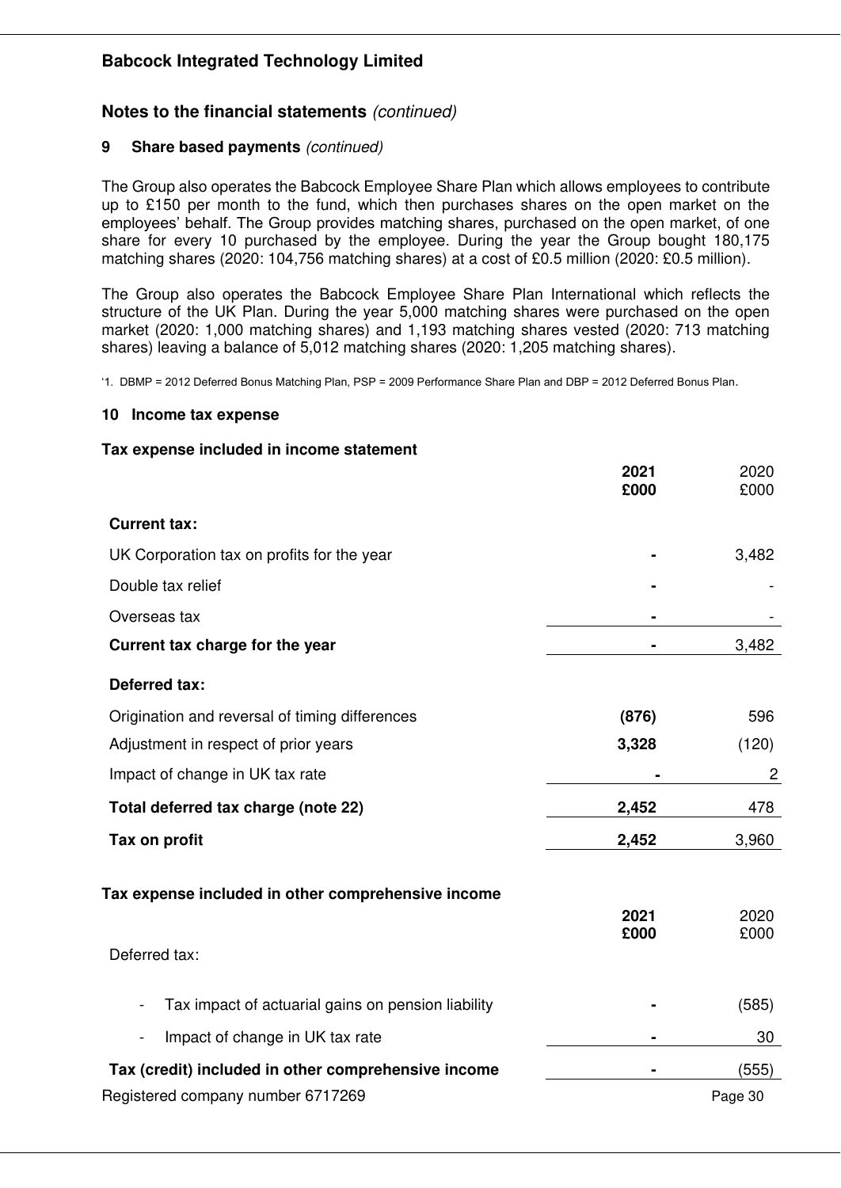## Notes to the financial statements *(continued)*

### 9 Share based payments *(continued)*

The Group also operates the Babcock Employee Share Plan which allows employees to contribute up to £150 per month to the fund, which then purchases shares on the open market on the employees' behalf. The Group provides matching shares, purchased on the open market, of one share for every 10 purchased by the employee. During the year the Group bought 180,175 matching shares (2020: 104,756 matching shares) at a cost of £0.5 million (2020: £0.5 million).

The Group also operates the Babcock Employee Share Plan International which reflects the structure of the UK Plan. During the year 5,000 matching shares were purchased on the open market (2020: 1,000 matching shares) and 1,193 matching shares vested (2020: 713 matching shares) leaving a balance of 5,012 matching shares (2020: 1,205 matching shares).

'1. DBMP = 2012 Deferred Bonus Matching Plan, PSP = 2009 Performance Share Plan and DBP = 2012 Deferred Bonus Plan.

### 10 Income tax expense

**Tax expense included in income statement**

| | **2021 £000** | 2020 £000 |
|---|---|---|
| **Current tax:** | | |
| UK Corporation tax on profits for the year | **-** | 3,482 |
| Double tax relief | **-** | - |
| Overseas tax | **-** | - |
| **Current tax charge for the year** | **-** | 3,482 |
| **Deferred tax:** | | |
| Origination and reversal of timing differences | **(876)** | 596 |
| Adjustment in respect of prior years | **3,328** | (120) |
| Impact of change in UK tax rate | **-** | 2 |
| **Total deferred tax charge (note 22)** | **2,452** | 478 |
| **Tax on profit** | **2,452** | 3,960 |

**Tax expense included in other comprehensive income**

| | **2021 £000** | 2020 £000 |
|---|---|---|
| Deferred tax: | | |
| - Tax impact of actuarial gains on pension liability | **-** | (585) |
| - Impact of change in UK tax rate | **-** | 30 |
| **Tax (credit) included in other comprehensive income** | **-** | (555) |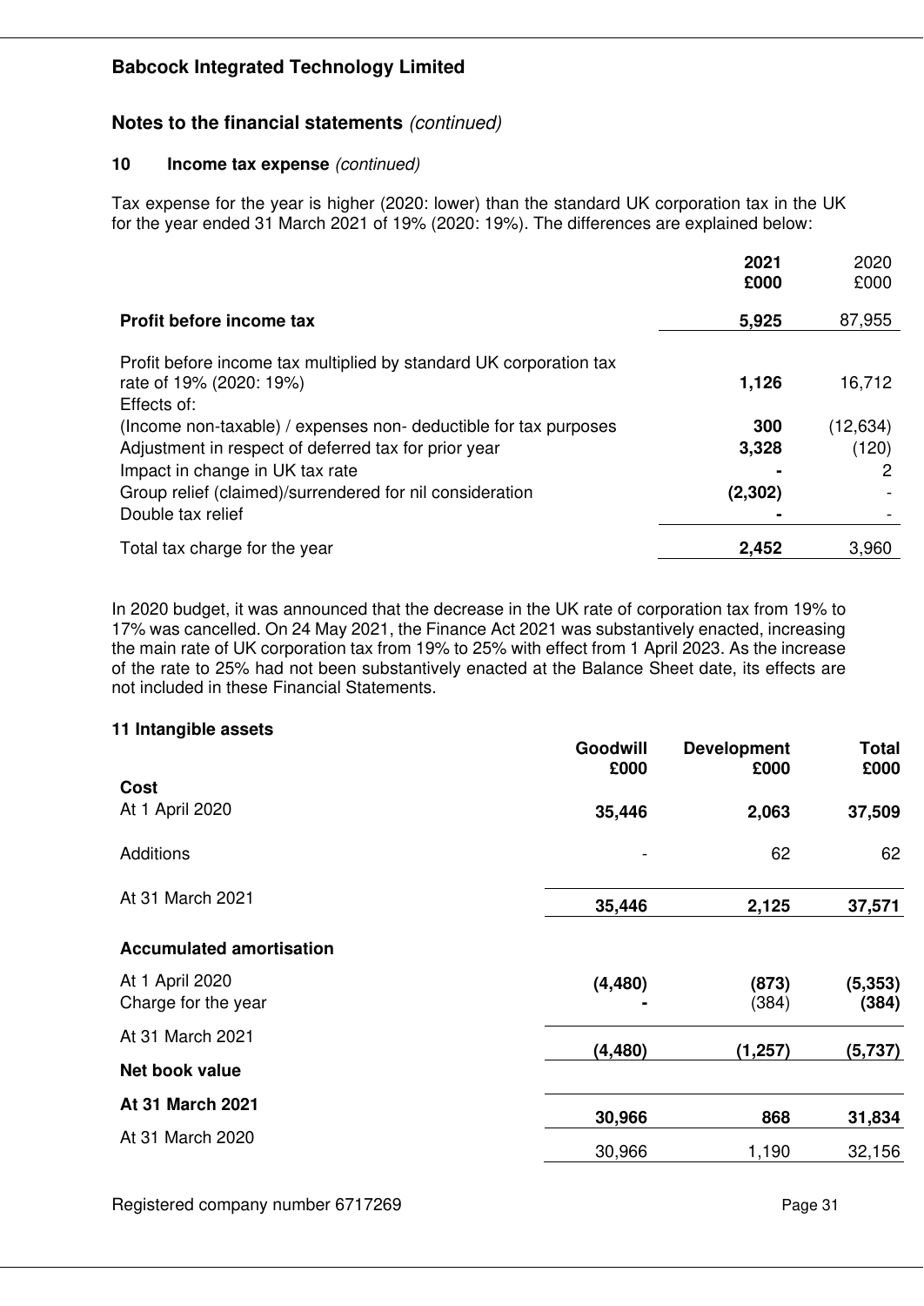# Babcock Integrated Technology Limited

## Notes to the financial statements *(continued)*

### 10 Income tax expense *(continued)*

Tax expense for the year is higher (2020: lower) than the standard UK corporation tax in the UK for the year ended 31 March 2021 of 19% (2020: 19%). The differences are explained below:

| | 2021 £000 | 2020 £000 |
|---|---|---|
| **Profit before income tax** | **5,925** | 87,955 |
| Profit before income tax multiplied by standard UK corporation tax rate of 19% (2020: 19%) | **1,126** | 16,712 |
| Effects of: | | |
| (Income non-taxable) / expenses non- deductible for tax purposes | **300** | (12,634) |
| Adjustment in respect of deferred tax for prior year | **3,328** | (120) |
| Impact in change in UK tax rate | **-** | 2 |
| Group relief (claimed)/surrendered for nil consideration | **(2,302)** | - |
| Double tax relief | **-** | - |
| Total tax charge for the year | **2,452** | 3,960 |

In 2020 budget, it was announced that the decrease in the UK rate of corporation tax from 19% to 17% was cancelled. On 24 May 2021, the Finance Act 2021 was substantively enacted, increasing the main rate of UK corporation tax from 19% to 25% with effect from 1 April 2023. As the increase of the rate to 25% had not been substantively enacted at the Balance Sheet date, its effects are not included in these Financial Statements.

### 11 Intangible assets

| | Goodwill £000 | Development £000 | Total £000 |
|---|---|---|---|
| **Cost** | | | |
| At 1 April 2020 | **35,446** | **2,063** | **37,509** |
| Additions | - | 62 | 62 |
| At 31 March 2021 | **35,446** | **2,125** | **37,571** |
| **Accumulated amortisation** | | | |
| At 1 April 2020 | **(4,480)** | **(873)** | **(5,353)** |
| Charge for the year | **-** | (384) | **(384)** |
| At 31 March 2021 | **(4,480)** | **(1,257)** | **(5,737)** |
| **Net book value** | | | |
| **At 31 March 2021** | **30,966** | **868** | **31,834** |
| At 31 March 2020 | 30,966 | 1,190 | 32,156 |

Registered company number 6717269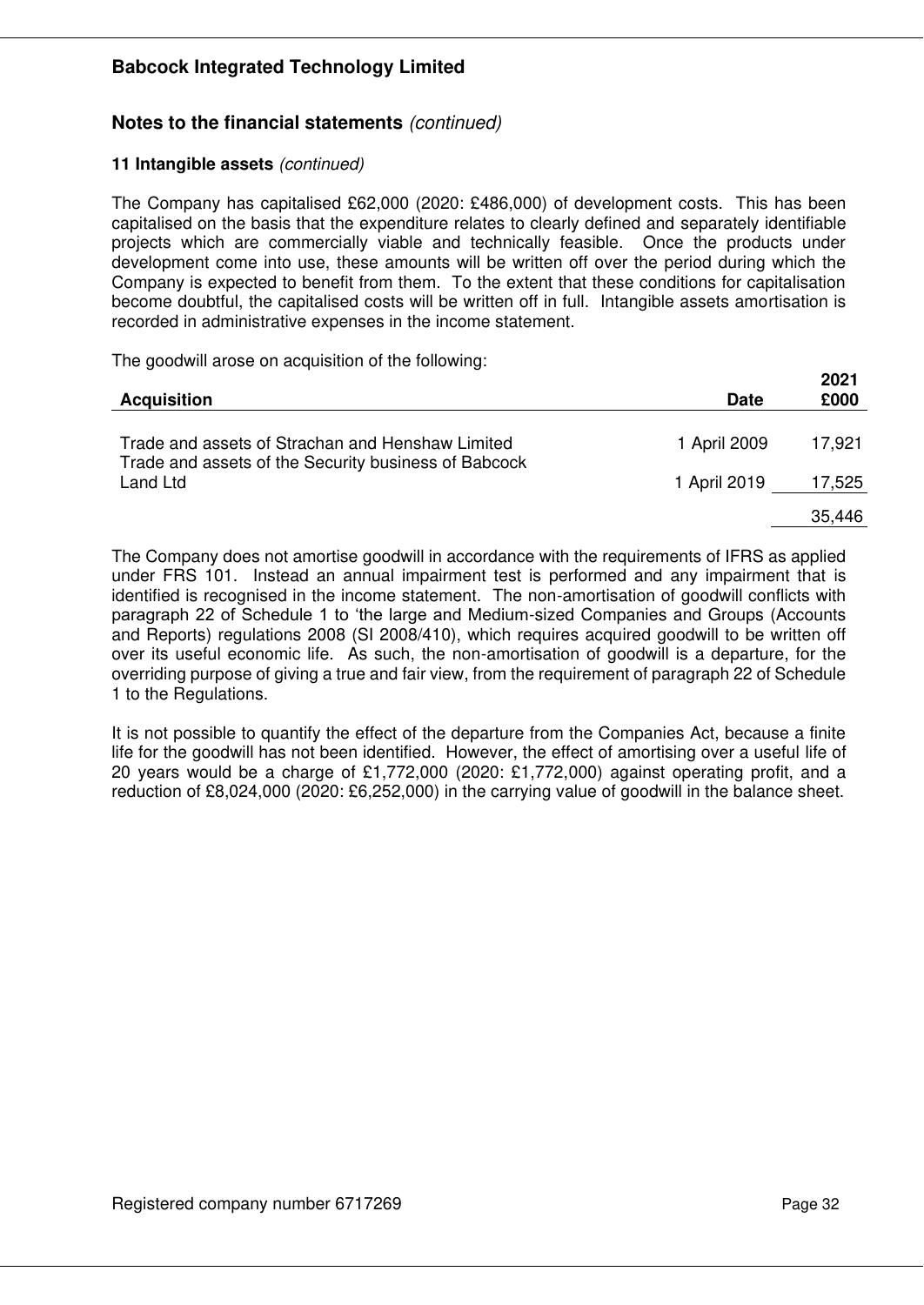## Notes to the financial statements *(continued)*

### 11 Intangible assets *(continued)*

The Company has capitalised £62,000 (2020: £486,000) of development costs. This has been capitalised on the basis that the expenditure relates to clearly defined and separately identifiable projects which are commercially viable and technically feasible. Once the products under development come into use, these amounts will be written off over the period during which the Company is expected to benefit from them. To the extent that these conditions for capitalisation become doubtful, the capitalised costs will be written off in full. Intangible assets amortisation is recorded in administrative expenses in the income statement.

The goodwill arose on acquisition of the following:

| Acquisition | Date | 2021 £000 |
|---|---|---|
| Trade and assets of Strachan and Henshaw Limited | 1 April 2009 | 17,921 |
| Trade and assets of the Security business of Babcock Land Ltd | 1 April 2019 | 17,525 |
| | | 35,446 |

The Company does not amortise goodwill in accordance with the requirements of IFRS as applied under FRS 101. Instead an annual impairment test is performed and any impairment that is identified is recognised in the income statement. The non-amortisation of goodwill conflicts with paragraph 22 of Schedule 1 to 'the large and Medium-sized Companies and Groups (Accounts and Reports) regulations 2008 (SI 2008/410), which requires acquired goodwill to be written off over its useful economic life. As such, the non-amortisation of goodwill is a departure, for the overriding purpose of giving a true and fair view, from the requirement of paragraph 22 of Schedule 1 to the Regulations.

It is not possible to quantify the effect of the departure from the Companies Act, because a finite life for the goodwill has not been identified. However, the effect of amortising over a useful life of 20 years would be a charge of £1,772,000 (2020: £1,772,000) against operating profit, and a reduction of £8,024,000 (2020: £6,252,000) in the carrying value of goodwill in the balance sheet.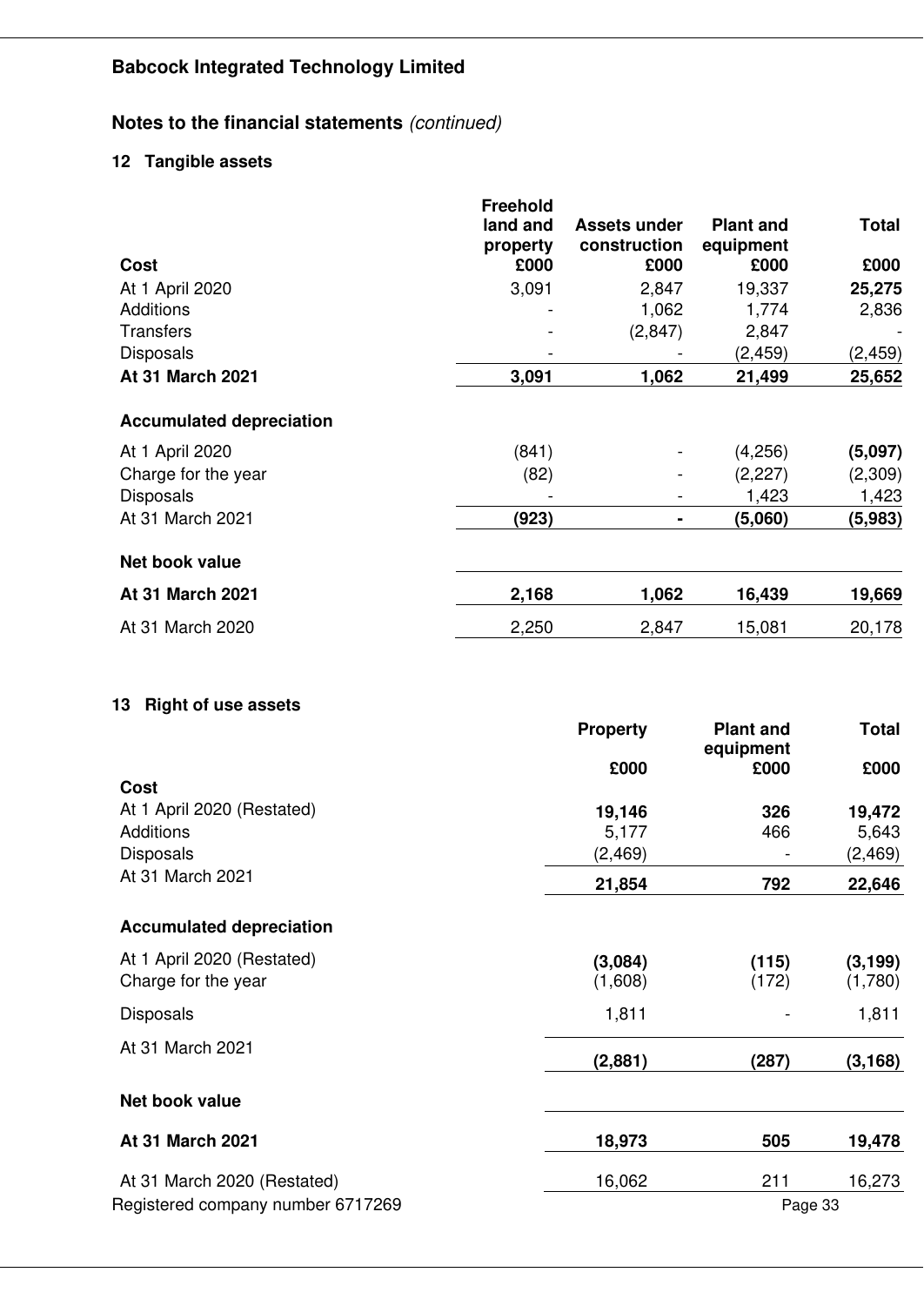**Babcock Integrated Technology Limited**

## Notes to the financial statements *(continued)*

### 12 Tangible assets

| Cost | Freehold land and property £000 | Assets under construction £000 | Plant and equipment £000 | Total £000 |
|---|---|---|---|---|
| At 1 April 2020 | 3,091 | 2,847 | 19,337 | **25,275** |
| Additions | - | 1,062 | 1,774 | 2,836 |
| Transfers | - | (2,847) | 2,847 | - |
| Disposals | - | - | (2,459) | (2,459) |
| **At 31 March 2021** | **3,091** | **1,062** | **21,499** | **25,652** |
| **Accumulated depreciation** | | | | |
| At 1 April 2020 | (841) | - | (4,256) | **(5,097)** |
| Charge for the year | (82) | - | (2,227) | (2,309) |
| Disposals | - | - | 1,423 | 1,423 |
| At 31 March 2021 | **(923)** | **-** | **(5,060)** | **(5,983)** |
| **Net book value** | | | | |
| **At 31 March 2021** | **2,168** | **1,062** | **16,439** | **19,669** |
| At 31 March 2020 | 2,250 | 2,847 | 15,081 | 20,178 |

### 13 Right of use assets

| Cost | Property £000 | Plant and equipment £000 | Total £000 |
|---|---|---|---|
| At 1 April 2020 (Restated) | **19,146** | **326** | **19,472** |
| Additions | 5,177 | 466 | 5,643 |
| Disposals | (2,469) | - | (2,469) |
| At 31 March 2021 | **21,854** | **792** | **22,646** |
| **Accumulated depreciation** | | | |
| At 1 April 2020 (Restated) | **(3,084)** | **(115)** | **(3,199)** |
| Charge for the year | (1,608) | (172) | (1,780) |
| Disposals | 1,811 | - | 1,811 |
| At 31 March 2021 | **(2,881)** | **(287)** | **(3,168)** |
| **Net book value** | | | |
| **At 31 March 2021** | **18,973** | **505** | **19,478** |
| At 31 March 2020 (Restated) | 16,062 | 211 | 16,273 |

Registered company number 6717269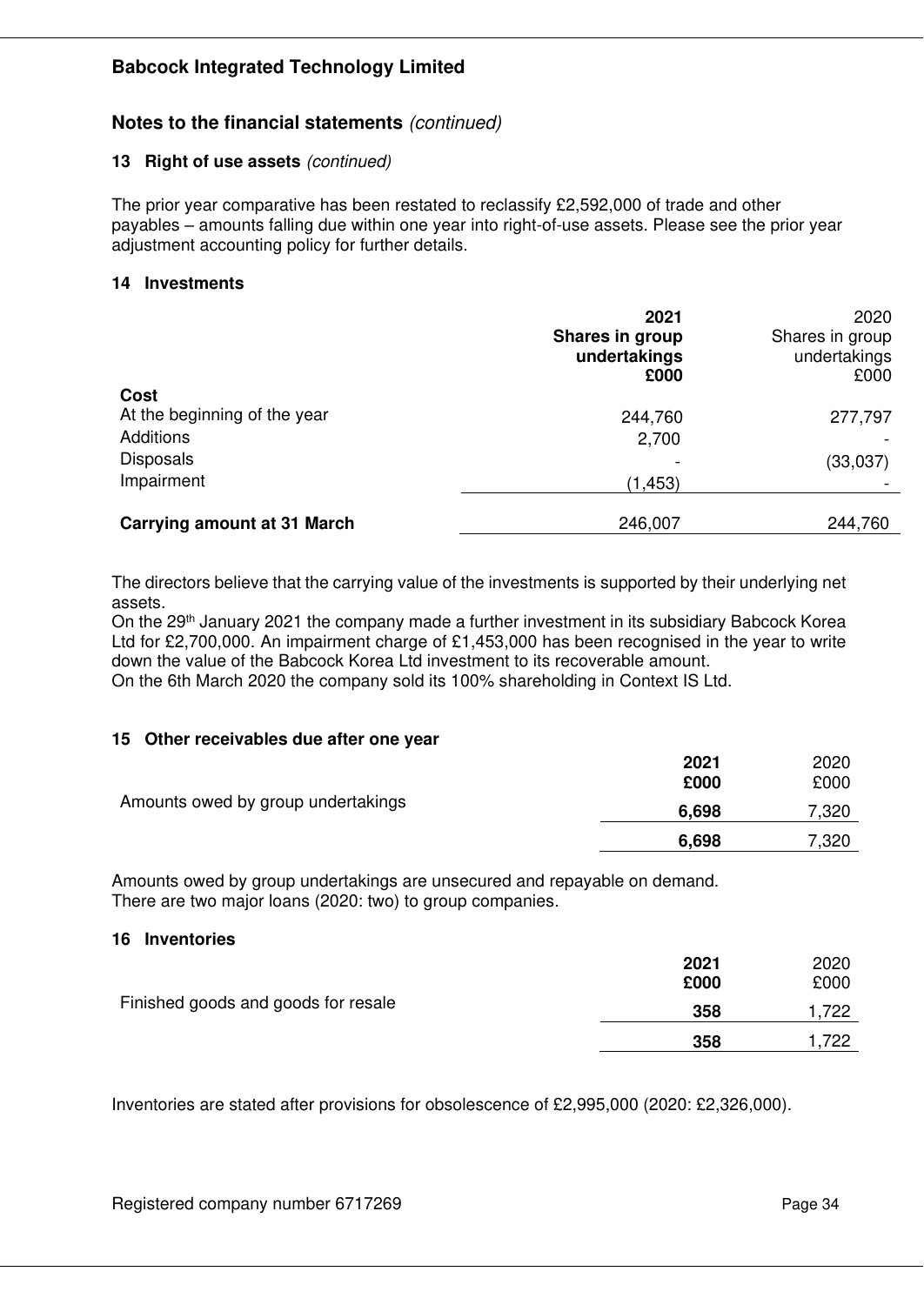# Babcock Integrated Technology Limited

## Notes to the financial statements *(continued)*

### 13 Right of use assets *(continued)*

The prior year comparative has been restated to reclassify £2,592,000 of trade and other payables – amounts falling due within one year into right-of-use assets. Please see the prior year adjustment accounting policy for further details.

### 14 Investments

| | **2021 Shares in group undertakings £000** | 2020 Shares in group undertakings £000 |
|---|---|---|
| **Cost** | | |
| At the beginning of the year | 244,760 | 277,797 |
| Additions | 2,700 | - |
| Disposals | - | (33,037) |
| Impairment | (1,453) | - |
| **Carrying amount at 31 March** | 246,007 | 244,760 |

The directors believe that the carrying value of the investments is supported by their underlying net assets.
On the 29th January 2021 the company made a further investment in its subsidiary Babcock Korea Ltd for £2,700,000. An impairment charge of £1,453,000 has been recognised in the year to write down the value of the Babcock Korea Ltd investment to its recoverable amount.
On the 6th March 2020 the company sold its 100% shareholding in Context IS Ltd.

### 15 Other receivables due after one year

| | **2021 £000** | 2020 £000 |
|---|---|---|
| Amounts owed by group undertakings | **6,698** | 7,320 |
| | **6,698** | 7,320 |

Amounts owed by group undertakings are unsecured and repayable on demand.
There are two major loans (2020: two) to group companies.

### 16 Inventories

| | **2021 £000** | 2020 £000 |
|---|---|---|
| Finished goods and goods for resale | **358** | 1,722 |
| | **358** | 1,722 |

Inventories are stated after provisions for obsolescence of £2,995,000 (2020: £2,326,000).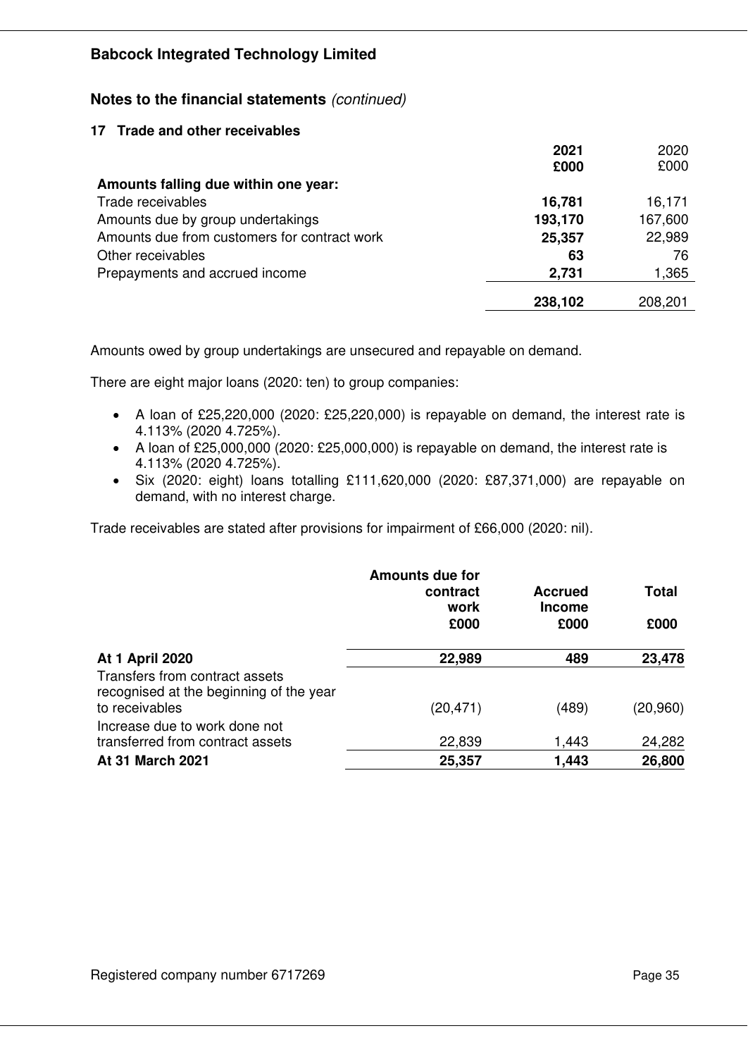## Babcock Integrated Technology Limited

## Notes to the financial statements *(continued)*

### 17 Trade and other receivables

| | 2021<br>£000 | 2020<br>£000 |
|---|---|---|
| **Amounts falling due within one year:** | | |
| Trade receivables | **16,781** | 16,171 |
| Amounts due by group undertakings | **193,170** | 167,600 |
| Amounts due from customers for contract work | **25,357** | 22,989 |
| Other receivables | **63** | 76 |
| Prepayments and accrued income | **2,731** | 1,365 |
| | **238,102** | 208,201 |

Amounts owed by group undertakings are unsecured and repayable on demand.

There are eight major loans (2020: ten) to group companies:

- A loan of £25,220,000 (2020: £25,220,000) is repayable on demand, the interest rate is 4.113% (2020 4.725%).
- A loan of £25,000,000 (2020: £25,000,000) is repayable on demand, the interest rate is 4.113% (2020 4.725%).
- Six (2020: eight) loans totalling £111,620,000 (2020: £87,371,000) are repayable on demand, with no interest charge.

Trade receivables are stated after provisions for impairment of £66,000 (2020: nil).

| | Amounts due for contract work<br>£000 | Accrued Income<br>£000 | Total<br>£000 |
|---|---|---|---|
| **At 1 April 2020** | **22,989** | **489** | **23,478** |
| Transfers from contract assets recognised at the beginning of the year to receivables | (20,471) | (489) | (20,960) |
| Increase due to work done not transferred from contract assets | 22,839 | 1,443 | 24,282 |
| **At 31 March 2021** | **25,357** | **1,443** | **26,800** |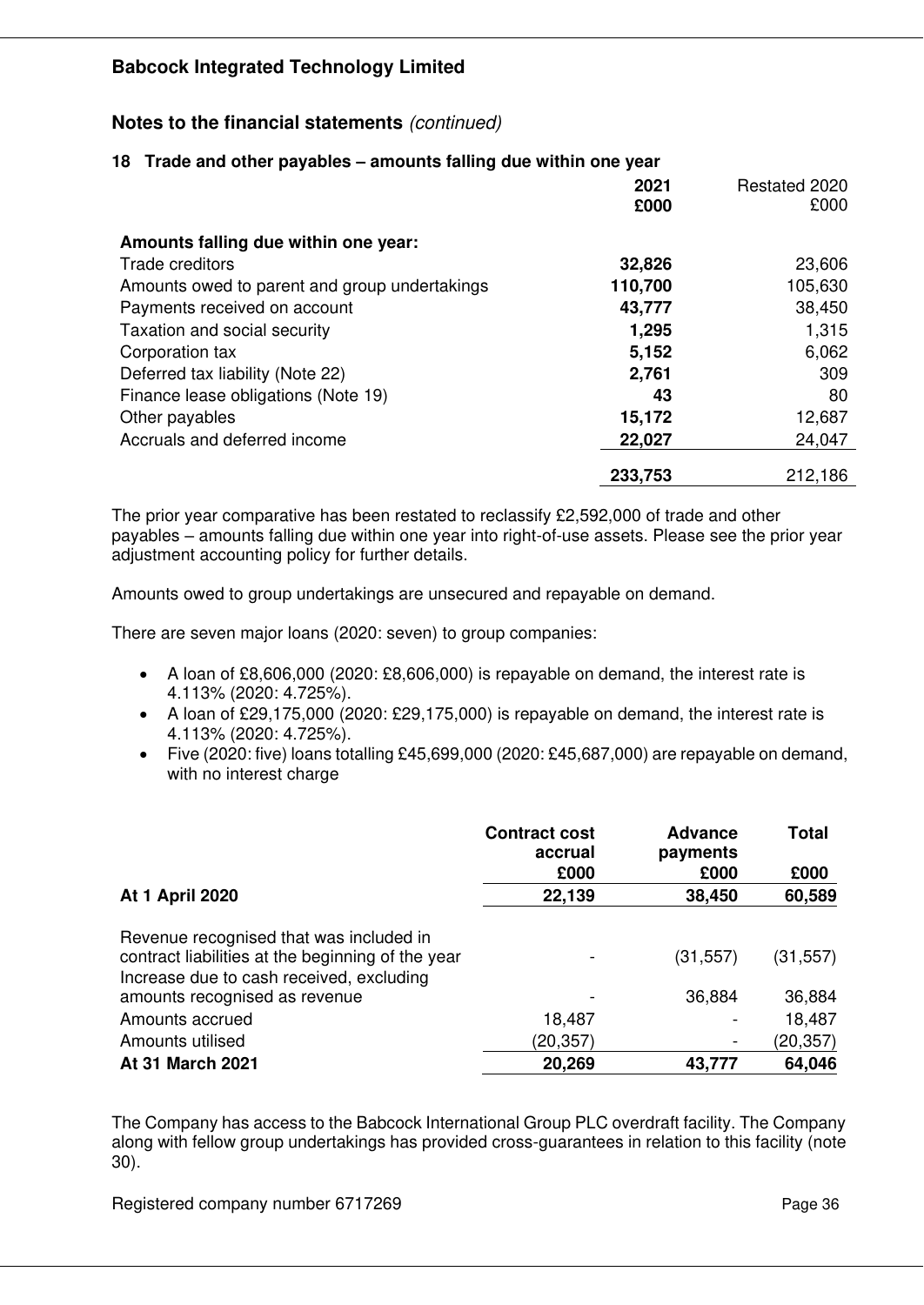**Babcock Integrated Technology Limited**

## Notes to the financial statements *(continued)*

### 18 Trade and other payables – amounts falling due within one year

| | 2021<br>£000 | Restated 2020<br>£000 |
|---|---|---|
| **Amounts falling due within one year:** | | |
| Trade creditors | **32,826** | 23,606 |
| Amounts owed to parent and group undertakings | **110,700** | 105,630 |
| Payments received on account | **43,777** | 38,450 |
| Taxation and social security | **1,295** | 1,315 |
| Corporation tax | **5,152** | 6,062 |
| Deferred tax liability (Note 22) | **2,761** | 309 |
| Finance lease obligations (Note 19) | **43** | 80 |
| Other payables | **15,172** | 12,687 |
| Accruals and deferred income | **22,027** | 24,047 |
| | **233,753** | 212,186 |

The prior year comparative has been restated to reclassify £2,592,000 of trade and other payables – amounts falling due within one year into right-of-use assets. Please see the prior year adjustment accounting policy for further details.

Amounts owed to group undertakings are unsecured and repayable on demand.

There are seven major loans (2020: seven) to group companies:

- A loan of £8,606,000 (2020: £8,606,000) is repayable on demand, the interest rate is 4.113% (2020: 4.725%).
- A loan of £29,175,000 (2020: £29,175,000) is repayable on demand, the interest rate is 4.113% (2020: 4.725%).
- Five (2020: five) loans totalling £45,699,000 (2020: £45,687,000) are repayable on demand, with no interest charge

| | Contract cost accrual<br>£000 | Advance payments<br>£000 | Total<br>£000 |
|---|---|---|---|
| **At 1 April 2020** | **22,139** | **38,450** | **60,589** |
| Revenue recognised that was included in contract liabilities at the beginning of the year | - | (31,557) | (31,557) |
| Increase due to cash received, excluding amounts recognised as revenue | - | 36,884 | 36,884 |
| Amounts accrued | 18,487 | - | 18,487 |
| Amounts utilised | (20,357) | - | (20,357) |
| **At 31 March 2021** | **20,269** | **43,777** | **64,046** |

The Company has access to the Babcock International Group PLC overdraft facility. The Company along with fellow group undertakings has provided cross-guarantees in relation to this facility (note 30).

Registered company number 6717269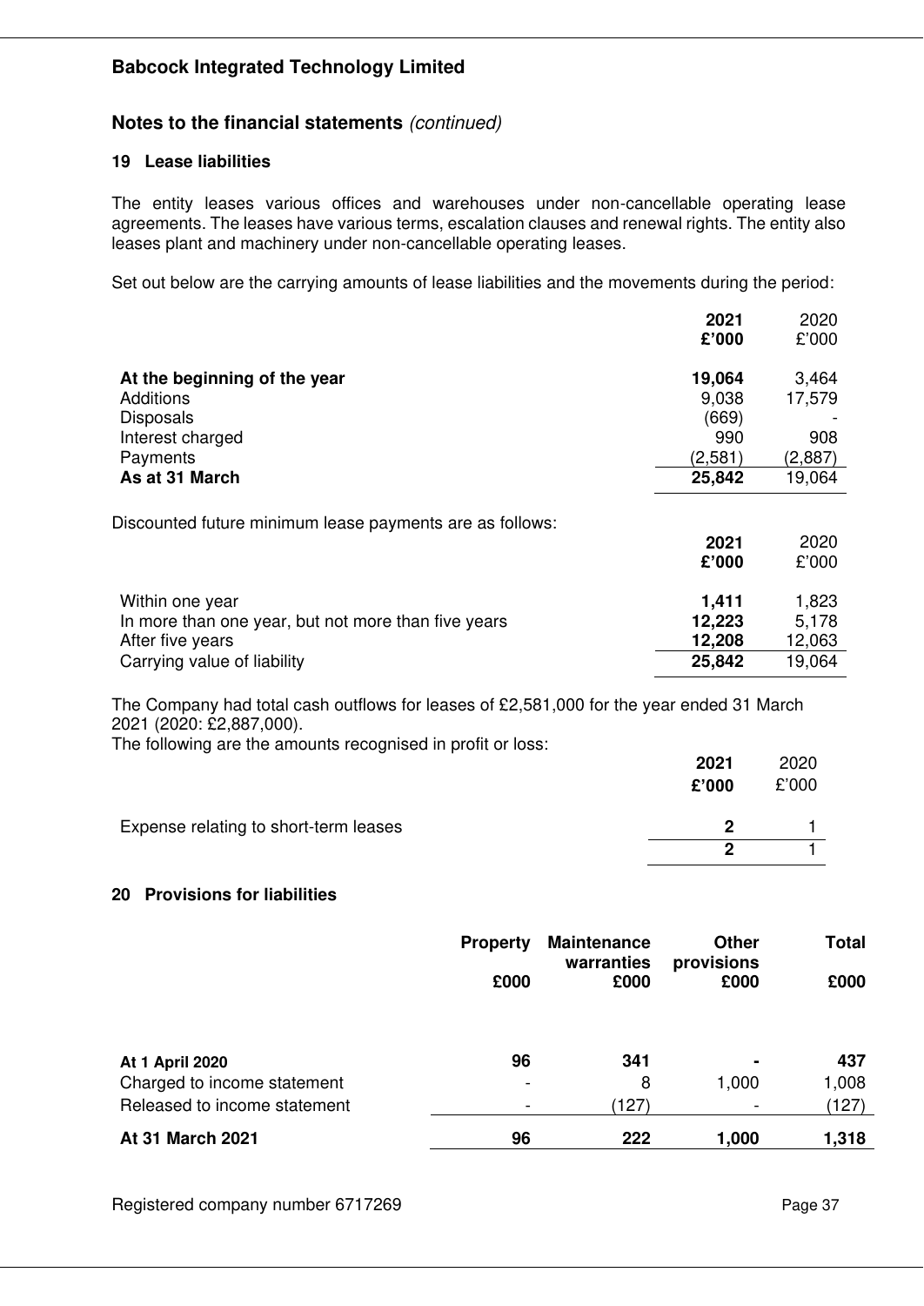Babcock Integrated Technology Limited

## Notes to the financial statements *(continued)*

### 19 Lease liabilities

The entity leases various offices and warehouses under non-cancellable operating lease agreements. The leases have various terms, escalation clauses and renewal rights. The entity also leases plant and machinery under non-cancellable operating leases.

Set out below are the carrying amounts of lease liabilities and the movements during the period:

| | 2021 £'000 | 2020 £'000 |
|---|---|---|
| **At the beginning of the year** | **19,064** | 3,464 |
| Additions | 9,038 | 17,579 |
| Disposals | (669) | - |
| Interest charged | 990 | 908 |
| Payments | (2,581) | (2,887) |
| **As at 31 March** | **25,842** | 19,064 |

Discounted future minimum lease payments are as follows:

| | 2021 £'000 | 2020 £'000 |
|---|---|---|
| Within one year | 1,411 | 1,823 |
| In more than one year, but not more than five years | 12,223 | 5,178 |
| After five years | 12,208 | 12,063 |
| Carrying value of liability | 25,842 | 19,064 |

The Company had total cash outflows for leases of £2,581,000 for the year ended 31 March 2021 (2020: £2,887,000).

The following are the amounts recognised in profit or loss:

| | 2021 £'000 | 2020 £'000 |
|---|---|---|
| Expense relating to short-term leases | 2 | 1 |
| | 2 | 1 |

### 20 Provisions for liabilities

| | Property £000 | Maintenance warranties £000 | Other provisions £000 | Total £000 |
|---|---|---|---|---|
| **At 1 April 2020** | **96** | **341** | **-** | **437** |
| Charged to income statement | - | 8 | 1,000 | 1,008 |
| Released to income statement | - | (127) | - | (127) |
| **At 31 March 2021** | **96** | **222** | **1,000** | **1,318** |

Registered company number 6717269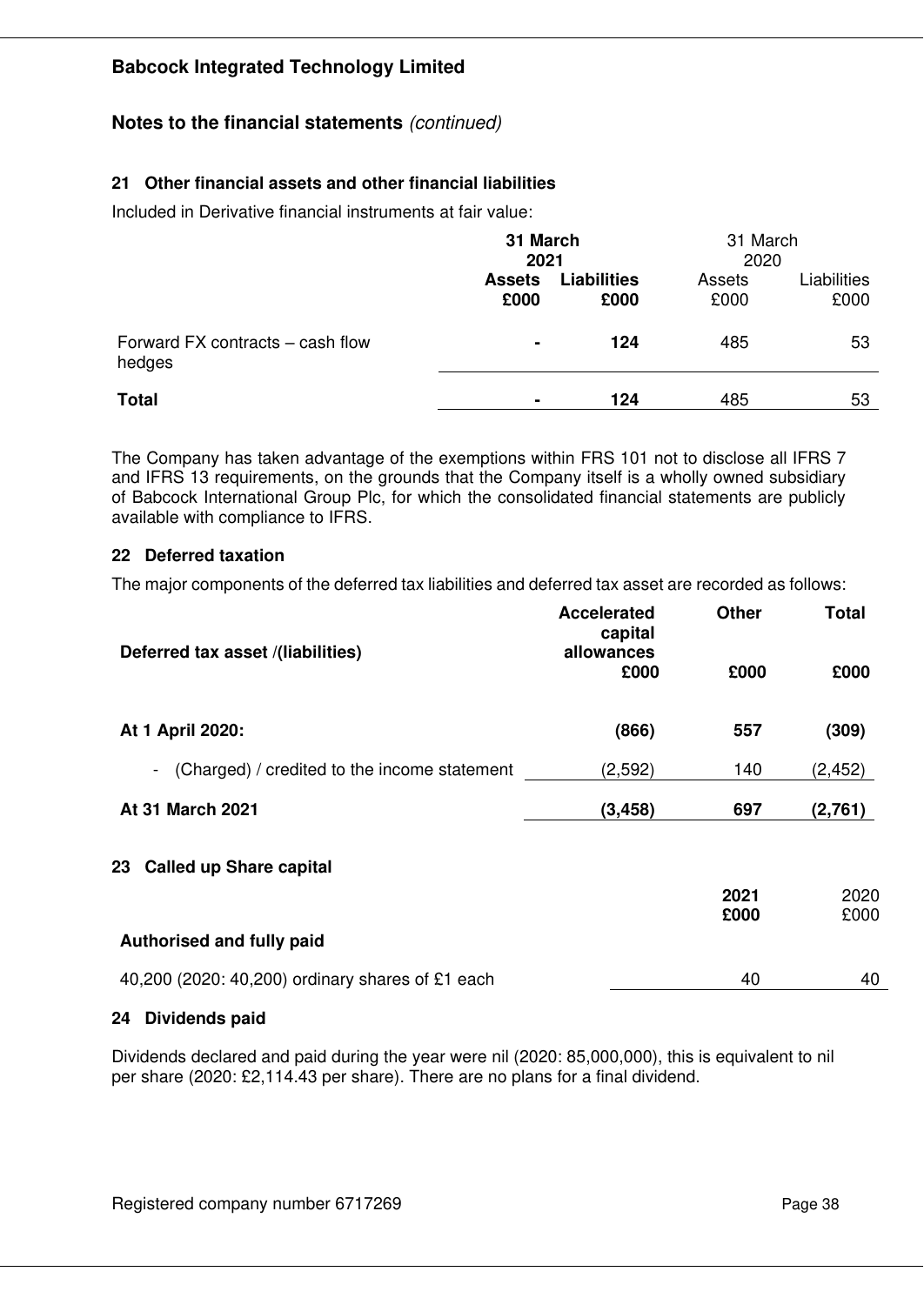**Babcock Integrated Technology Limited**

## Notes to the financial statements *(continued)*

### 21 Other financial assets and other financial liabilities

Included in Derivative financial instruments at fair value:

| | **31 March 2021** | | 31 March 2020 | |
|---|---|---|---|---|
| | **Assets £000** | **Liabilities £000** | Assets £000 | Liabilities £000 |
| Forward FX contracts – cash flow hedges | **-** | **124** | 485 | 53 |
| **Total** | **-** | **124** | 485 | 53 |

The Company has taken advantage of the exemptions within FRS 101 not to disclose all IFRS 7 and IFRS 13 requirements, on the grounds that the Company itself is a wholly owned subsidiary of Babcock International Group Plc, for which the consolidated financial statements are publicly available with compliance to IFRS.

### 22 Deferred taxation

The major components of the deferred tax liabilities and deferred tax asset are recorded as follows:

| **Deferred tax asset /(liabilities)** | **Accelerated capital allowances £000** | **Other £000** | **Total £000** |
|---|---|---|---|
| **At 1 April 2020:** | **(866)** | **557** | **(309)** |
| - (Charged) / credited to the income statement | (2,592) | 140 | (2,452) |
| **At 31 March 2021** | **(3,458)** | **697** | **(2,761)** |

### 23 Called up Share capital

| | **2021 £000** | 2020 £000 |
|---|---|---|
| **Authorised and fully paid** | | |
| 40,200 (2020: 40,200) ordinary shares of £1 each | 40 | 40 |

### 24 Dividends paid

Dividends declared and paid during the year were nil (2020: 85,000,000), this is equivalent to nil per share (2020: £2,114.43 per share). There are no plans for a final dividend.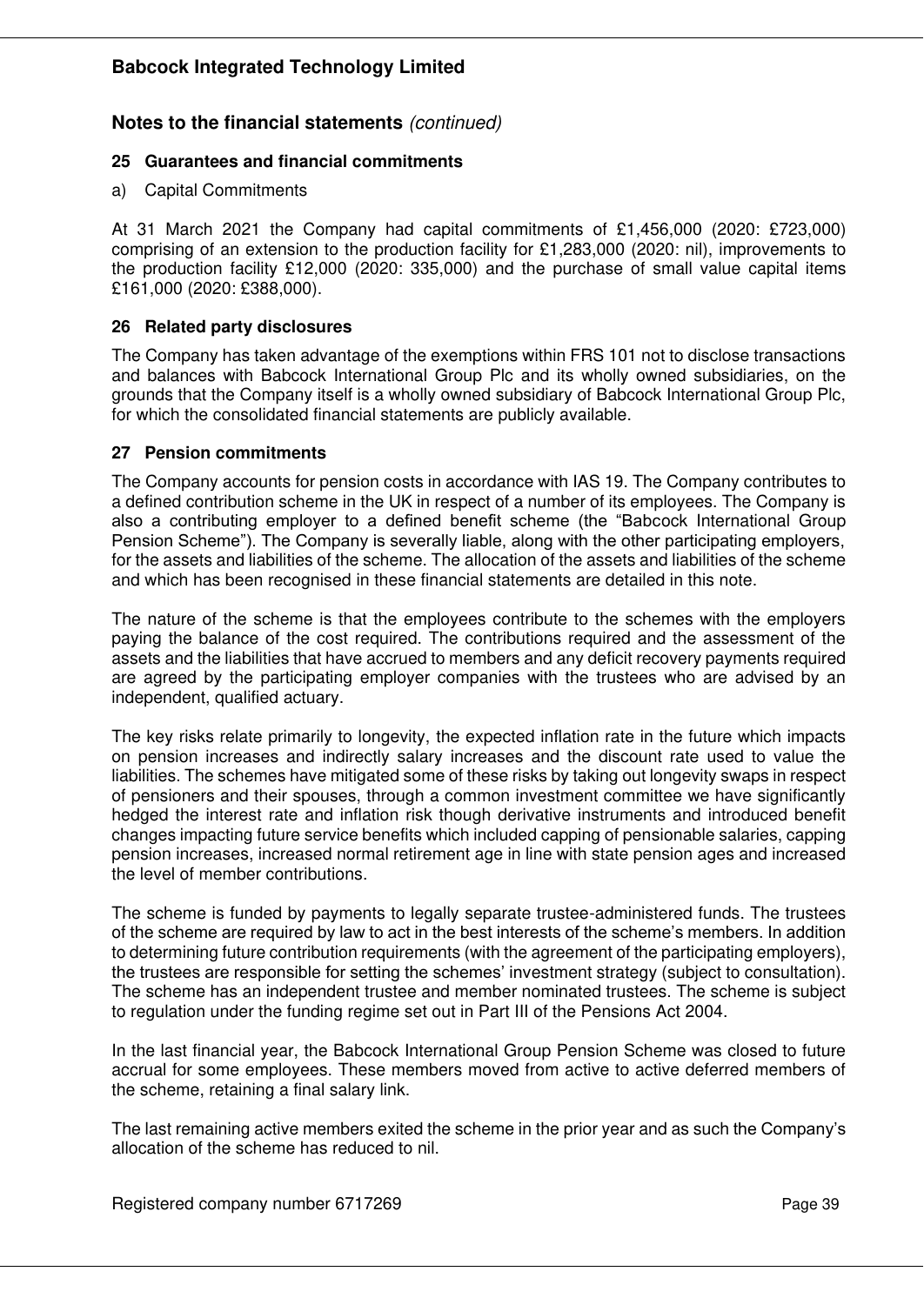# Babcock Integrated Technology Limited

## Notes to the financial statements *(continued)*

### 25 Guarantees and financial commitments

a) Capital Commitments

At 31 March 2021 the Company had capital commitments of £1,456,000 (2020: £723,000) comprising of an extension to the production facility for £1,283,000 (2020: nil), improvements to the production facility £12,000 (2020: 335,000) and the purchase of small value capital items £161,000 (2020: £388,000).

### 26 Related party disclosures

The Company has taken advantage of the exemptions within FRS 101 not to disclose transactions and balances with Babcock International Group Plc and its wholly owned subsidiaries, on the grounds that the Company itself is a wholly owned subsidiary of Babcock International Group Plc, for which the consolidated financial statements are publicly available.

### 27 Pension commitments

The Company accounts for pension costs in accordance with IAS 19. The Company contributes to a defined contribution scheme in the UK in respect of a number of its employees. The Company is also a contributing employer to a defined benefit scheme (the "Babcock International Group Pension Scheme"). The Company is severally liable, along with the other participating employers, for the assets and liabilities of the scheme. The allocation of the assets and liabilities of the scheme and which has been recognised in these financial statements are detailed in this note.

The nature of the scheme is that the employees contribute to the schemes with the employers paying the balance of the cost required. The contributions required and the assessment of the assets and the liabilities that have accrued to members and any deficit recovery payments required are agreed by the participating employer companies with the trustees who are advised by an independent, qualified actuary.

The key risks relate primarily to longevity, the expected inflation rate in the future which impacts on pension increases and indirectly salary increases and the discount rate used to value the liabilities. The schemes have mitigated some of these risks by taking out longevity swaps in respect of pensioners and their spouses, through a common investment committee we have significantly hedged the interest rate and inflation risk though derivative instruments and introduced benefit changes impacting future service benefits which included capping of pensionable salaries, capping pension increases, increased normal retirement age in line with state pension ages and increased the level of member contributions.

The scheme is funded by payments to legally separate trustee-administered funds. The trustees of the scheme are required by law to act in the best interests of the scheme's members. In addition to determining future contribution requirements (with the agreement of the participating employers), the trustees are responsible for setting the schemes' investment strategy (subject to consultation). The scheme has an independent trustee and member nominated trustees. The scheme is subject to regulation under the funding regime set out in Part III of the Pensions Act 2004.

In the last financial year, the Babcock International Group Pension Scheme was closed to future accrual for some employees. These members moved from active to active deferred members of the scheme, retaining a final salary link.

The last remaining active members exited the scheme in the prior year and as such the Company's allocation of the scheme has reduced to nil.

Registered company number 6717269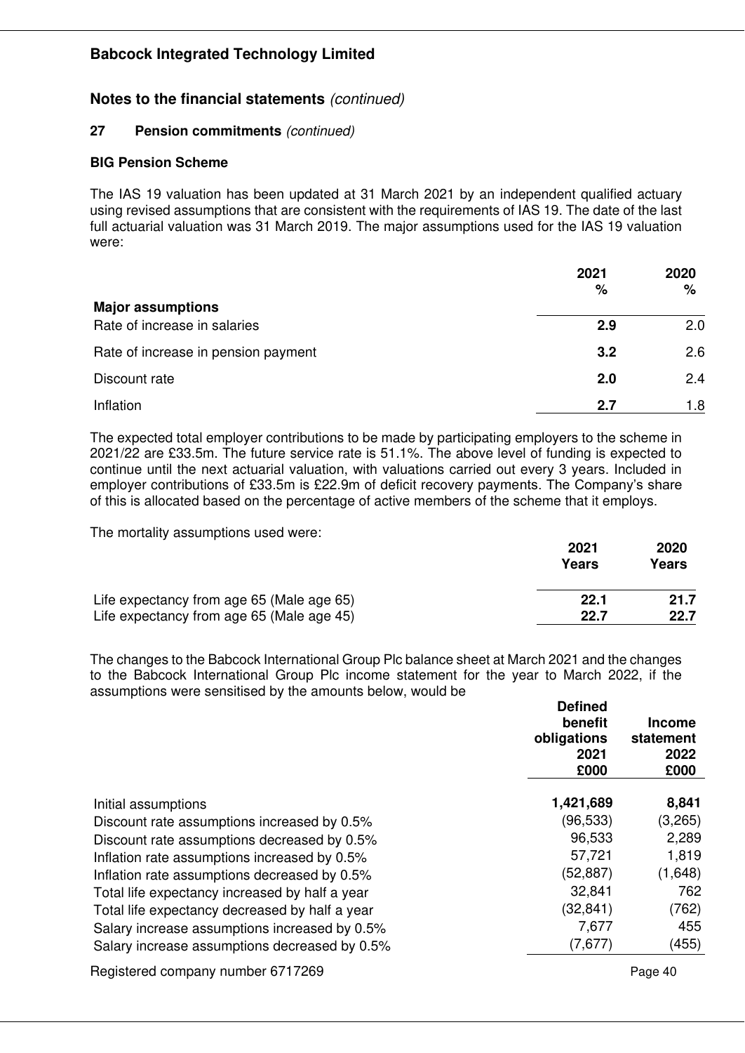## Notes to the financial statements *(continued)*

### 27 Pension commitments *(continued)*

#### BIG Pension Scheme

The IAS 19 valuation has been updated at 31 March 2021 by an independent qualified actuary using revised assumptions that are consistent with the requirements of IAS 19. The date of the last full actuarial valuation was 31 March 2019. The major assumptions used for the IAS 19 valuation were:

| | 2021 % | 2020 % |
|---|---|---|
| **Major assumptions** | | |
| Rate of increase in salaries | **2.9** | 2.0 |
| Rate of increase in pension payment | **3.2** | 2.6 |
| Discount rate | **2.0** | 2.4 |
| Inflation | **2.7** | 1.8 |

The expected total employer contributions to be made by participating employers to the scheme in 2021/22 are £33.5m. The future service rate is 51.1%. The above level of funding is expected to continue until the next actuarial valuation, with valuations carried out every 3 years. Included in employer contributions of £33.5m is £22.9m of deficit recovery payments. The Company's share of this is allocated based on the percentage of active members of the scheme that it employs.

The mortality assumptions used were:

| | 2021 Years | 2020 Years |
|---|---|---|
| Life expectancy from age 65 (Male age 65) | **22.1** | **21.7** |
| Life expectancy from age 65 (Male age 45) | **22.7** | **22.7** |

The changes to the Babcock International Group Plc balance sheet at March 2021 and the changes to the Babcock International Group Plc income statement for the year to March 2022, if the assumptions were sensitised by the amounts below, would be

| | Defined benefit obligations 2021 £000 | Income statement 2022 £000 |
|---|---|---|
| Initial assumptions | **1,421,689** | **8,841** |
| Discount rate assumptions increased by 0.5% | (96,533) | (3,265) |
| Discount rate assumptions decreased by 0.5% | 96,533 | 2,289 |
| Inflation rate assumptions increased by 0.5% | 57,721 | 1,819 |
| Inflation rate assumptions decreased by 0.5% | (52,887) | (1,648) |
| Total life expectancy increased by half a year | 32,841 | 762 |
| Total life expectancy decreased by half a year | (32,841) | (762) |
| Salary increase assumptions increased by 0.5% | 7,677 | 455 |
| Salary increase assumptions decreased by 0.5% | (7,677) | (455) |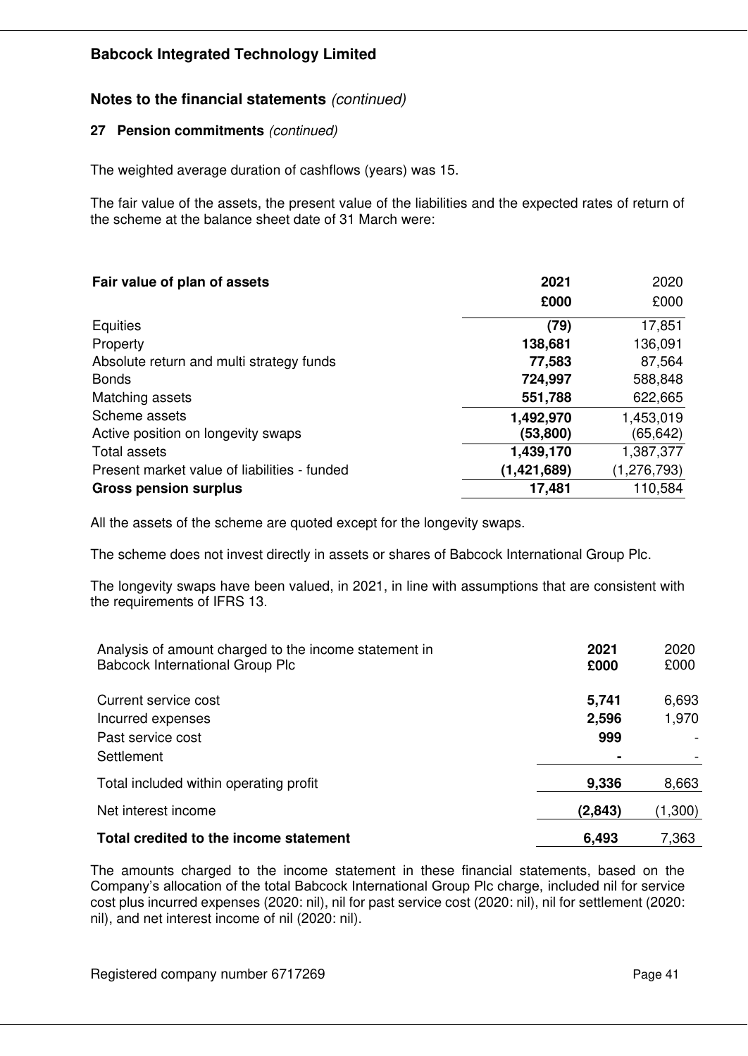## Notes to the financial statements *(continued)*

### 27 Pension commitments *(continued)*

The weighted average duration of cashflows (years) was 15.

The fair value of the assets, the present value of the liabilities and the expected rates of return of the scheme at the balance sheet date of 31 March were:

| **Fair value of plan of assets** | **2021** | 2020 |
|---|---|---|
| | **£000** | £000 |
| Equities | **(79)** | 17,851 |
| Property | **138,681** | 136,091 |
| Absolute return and multi strategy funds | **77,583** | 87,564 |
| Bonds | **724,997** | 588,848 |
| Matching assets | **551,788** | 622,665 |
| Scheme assets | **1,492,970** | 1,453,019 |
| Active position on longevity swaps | **(53,800)** | (65,642) |
| Total assets | **1,439,170** | 1,387,377 |
| Present market value of liabilities - funded | **(1,421,689)** | (1,276,793) |
| **Gross pension surplus** | **17,481** | 110,584 |

All the assets of the scheme are quoted except for the longevity swaps.

The scheme does not invest directly in assets or shares of Babcock International Group Plc.

The longevity swaps have been valued, in 2021, in line with assumptions that are consistent with the requirements of IFRS 13.

| Analysis of amount charged to the income statement in Babcock International Group Plc | **2021** **£000** | 2020 £000 |
|---|---|---|
| Current service cost | **5,741** | 6,693 |
| Incurred expenses | **2,596** | 1,970 |
| Past service cost | **999** | - |
| Settlement | **-** | - |
| Total included within operating profit | **9,336** | 8,663 |
| Net interest income | **(2,843)** | (1,300) |
| **Total credited to the income statement** | **6,493** | 7,363 |

The amounts charged to the income statement in these financial statements, based on the Company's allocation of the total Babcock International Group Plc charge, included nil for service cost plus incurred expenses (2020: nil), nil for past service cost (2020: nil), nil for settlement (2020: nil), and net interest income of nil (2020: nil).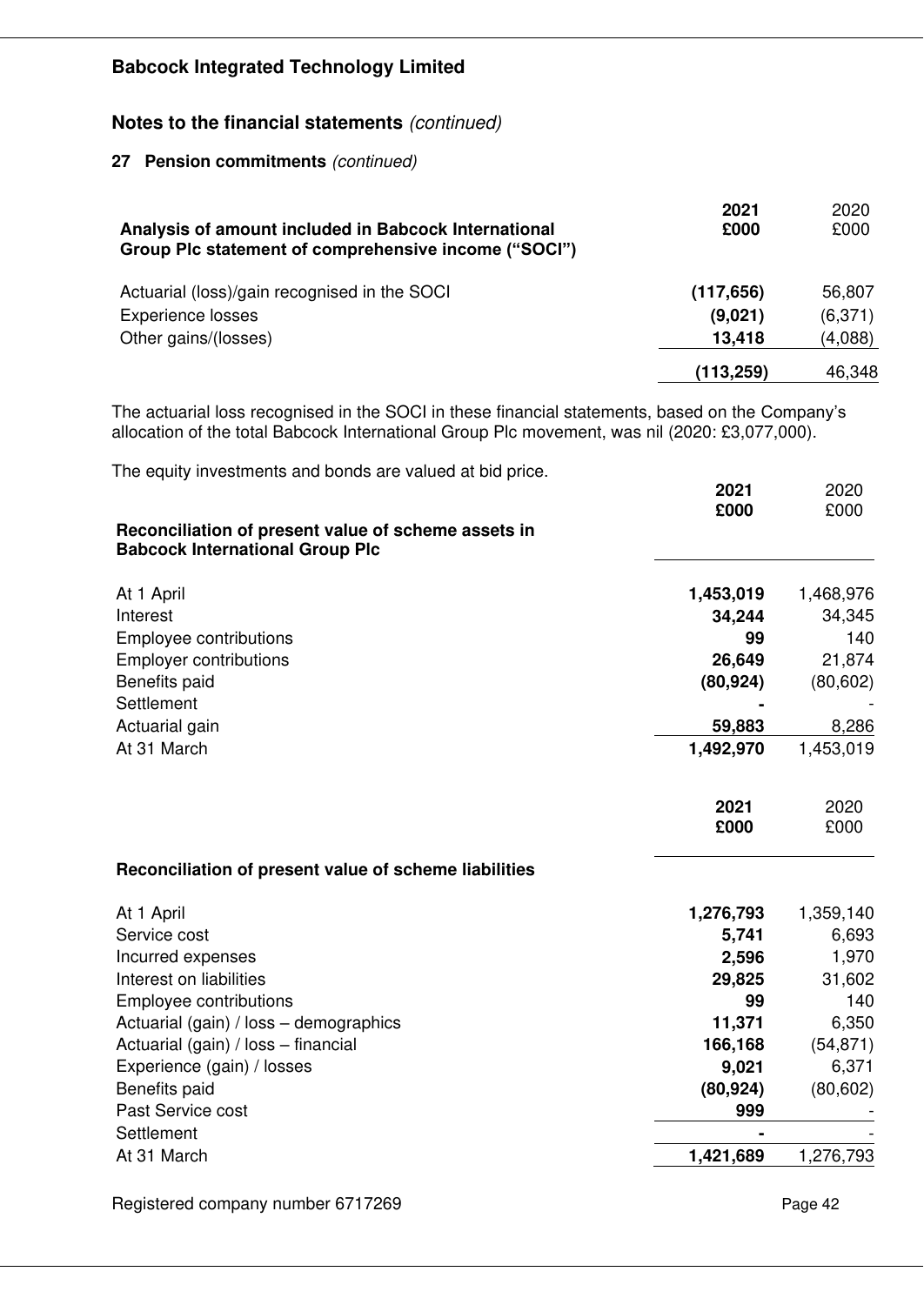## Babcock Integrated Technology Limited

## Notes to the financial statements *(continued)*

### 27 Pension commitments *(continued)*

| Analysis of amount included in Babcock International Group Plc statement of comprehensive income ("SOCI") | 2021 £000 | 2020 £000 |
|---|---|---|
| Actuarial (loss)/gain recognised in the SOCI | **(117,656)** | 56,807 |
| Experience losses | **(9,021)** | (6,371) |
| Other gains/(losses) | **13,418** | (4,088) |
| | **(113,259)** | 46,348 |

The actuarial loss recognised in the SOCI in these financial statements, based on the Company's allocation of the total Babcock International Group Plc movement, was nil (2020: £3,077,000).

The equity investments and bonds are valued at bid price.

| Reconciliation of present value of scheme assets in Babcock International Group Plc | 2021 £000 | 2020 £000 |
|---|---|---|
| At 1 April | **1,453,019** | 1,468,976 |
| Interest | **34,244** | 34,345 |
| Employee contributions | **99** | 140 |
| Employer contributions | **26,649** | 21,874 |
| Benefits paid | **(80,924)** | (80,602) |
| Settlement | **-** | - |
| Actuarial gain | **59,883** | 8,286 |
| At 31 March | **1,492,970** | 1,453,019 |

| Reconciliation of present value of scheme liabilities | 2021 £000 | 2020 £000 |
|---|---|---|
| At 1 April | **1,276,793** | 1,359,140 |
| Service cost | **5,741** | 6,693 |
| Incurred expenses | **2,596** | 1,970 |
| Interest on liabilities | **29,825** | 31,602 |
| Employee contributions | **99** | 140 |
| Actuarial (gain) / loss – demographics | **11,371** | 6,350 |
| Actuarial (gain) / loss – financial | **166,168** | (54,871) |
| Experience (gain) / losses | **9,021** | 6,371 |
| Benefits paid | **(80,924)** | (80,602) |
| Past Service cost | **999** | - |
| Settlement | **-** | - |
| At 31 March | **1,421,689** | 1,276,793 |

Registered company number 6717269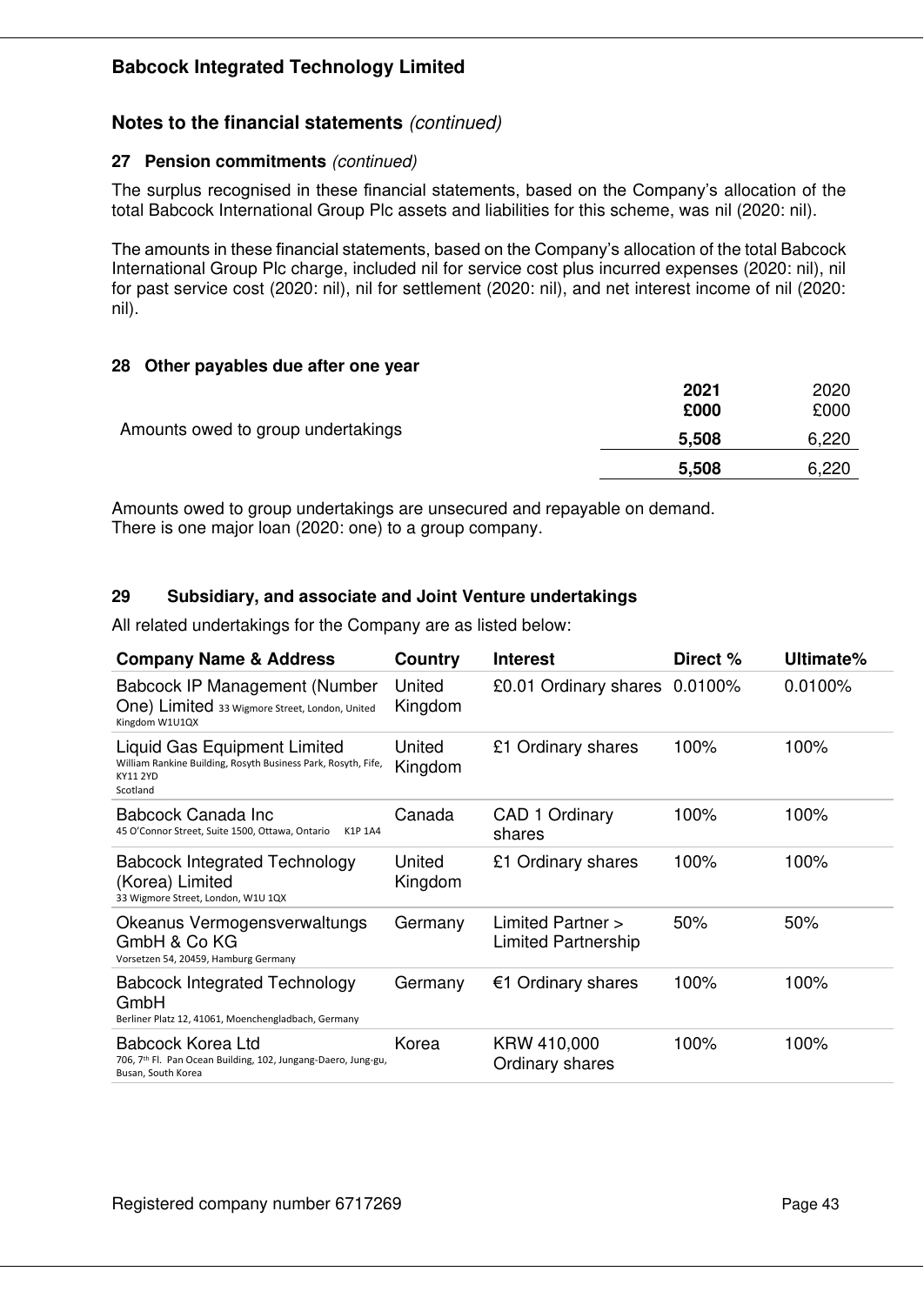## Notes to the financial statements *(continued)*

### 27 Pension commitments *(continued)*

The surplus recognised in these financial statements, based on the Company's allocation of the total Babcock International Group Plc assets and liabilities for this scheme, was nil (2020: nil).

The amounts in these financial statements, based on the Company's allocation of the total Babcock International Group Plc charge, included nil for service cost plus incurred expenses (2020: nil), nil for past service cost (2020: nil), nil for settlement (2020: nil), and net interest income of nil (2020: nil).

### 28 Other payables due after one year

| | **2021** | 2020 |
|---|---|---|
| | **£000** | £000 |
| Amounts owed to group undertakings | **5,508** | 6,220 |
| | **5,508** | 6,220 |

Amounts owed to group undertakings are unsecured and repayable on demand.
There is one major loan (2020: one) to a group company.

### 29 Subsidiary, and associate and Joint Venture undertakings

All related undertakings for the Company are as listed below:

| Company Name & Address | Country | Interest | Direct % | Ultimate% |
|---|---|---|---|---|
| Babcock IP Management (Number One) Limited 33 Wigmore Street, London, United Kingdom W1U1QX | United Kingdom | £0.01 Ordinary shares | 0.0100% | 0.0100% |
| Liquid Gas Equipment Limited William Rankine Building, Rosyth Business Park, Rosyth, Fife, KY11 2YD Scotland | United Kingdom | £1 Ordinary shares | 100% | 100% |
| Babcock Canada Inc 45 O'Connor Street, Suite 1500, Ottawa, Ontario K1P 1A4 | Canada | CAD 1 Ordinary shares | 100% | 100% |
| Babcock Integrated Technology (Korea) Limited 33 Wigmore Street, London, W1U 1QX | United Kingdom | £1 Ordinary shares | 100% | 100% |
| Okeanus Vermogensverwaltungs GmbH & Co KG Vorsetzen 54, 20459, Hamburg Germany | Germany | Limited Partner > Limited Partnership | 50% | 50% |
| Babcock Integrated Technology GmbH Berliner Platz 12, 41061, Moenchengladbach, Germany | Germany | €1 Ordinary shares | 100% | 100% |
| Babcock Korea Ltd 706, 7th Fl. Pan Ocean Building, 102, Jungang-Daero, Jung-gu, Busan, South Korea | Korea | KRW 410,000 Ordinary shares | 100% | 100% |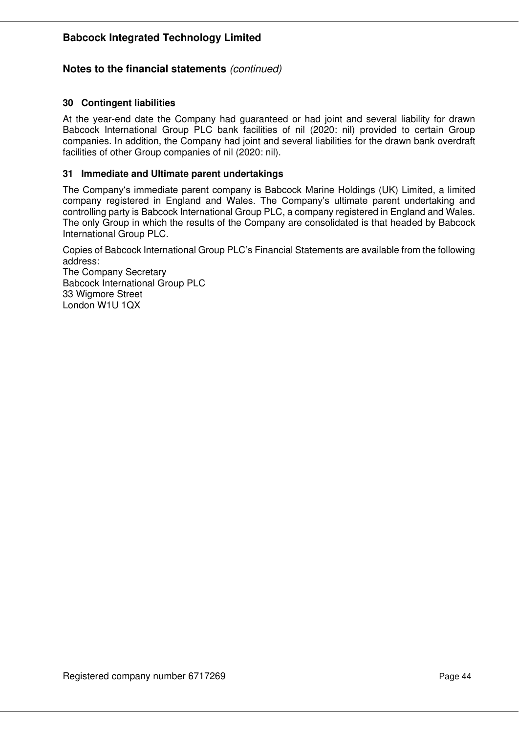## Notes to the financial statements *(continued)*

### 30 Contingent liabilities

At the year-end date the Company had guaranteed or had joint and several liability for drawn Babcock International Group PLC bank facilities of nil (2020: nil) provided to certain Group companies. In addition, the Company had joint and several liabilities for the drawn bank overdraft facilities of other Group companies of nil (2020: nil).

### 31 Immediate and Ultimate parent undertakings

The Company's immediate parent company is Babcock Marine Holdings (UK) Limited, a limited company registered in England and Wales. The Company's ultimate parent undertaking and controlling party is Babcock International Group PLC, a company registered in England and Wales. The only Group in which the results of the Company are consolidated is that headed by Babcock International Group PLC.

Copies of Babcock International Group PLC's Financial Statements are available from the following address:
The Company Secretary
Babcock International Group PLC
33 Wigmore Street
London W1U 1QX